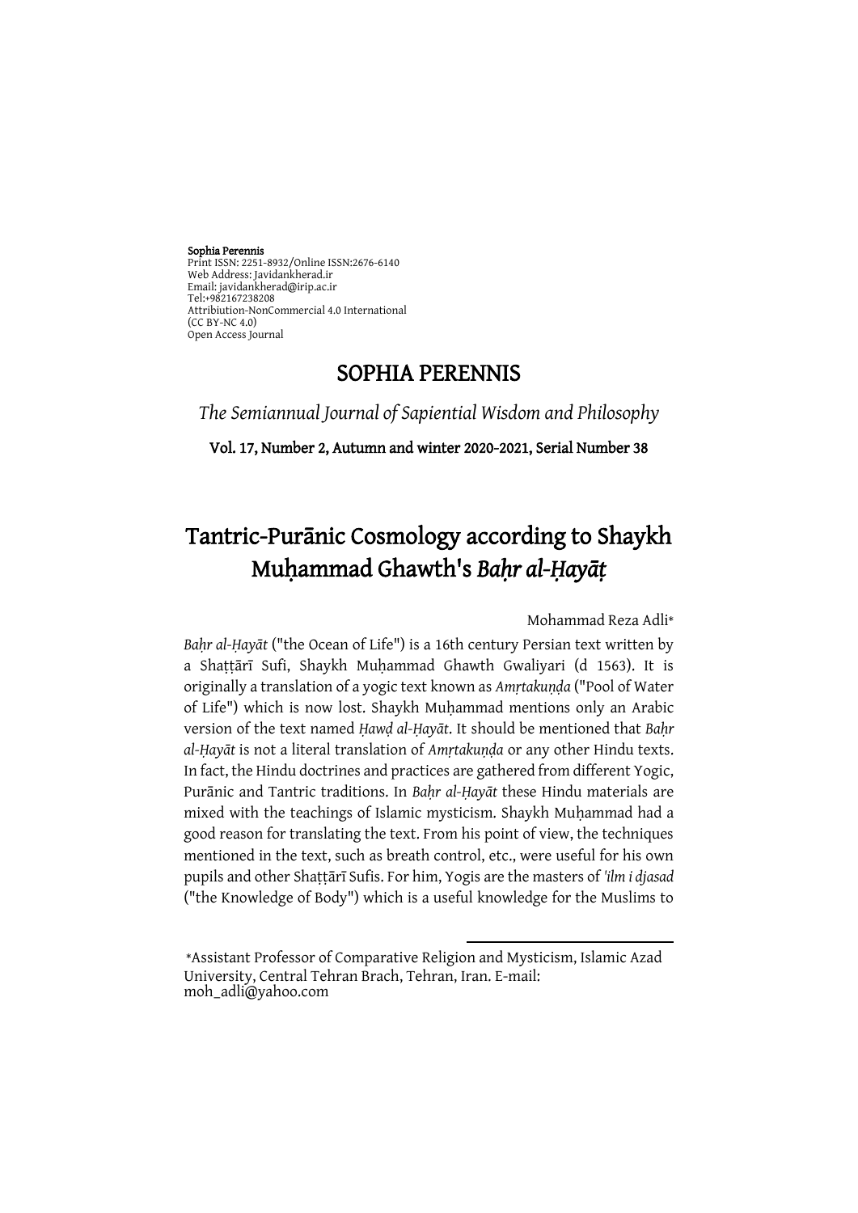**Sophia Perennis**
Print ISSN: 2251-8932/Online ISSN:2676-6140
Web Address: Javidankherad.ir
Email: javidankherad@irip.ac.ir
Tel:+982167238208
Attribiution-NonCommercial 4.0 International
(CC BY-NC 4.0)
Open Access Journal

# SOPHIA PERENNIS

*The Semiannual Journal of Sapiential Wisdom and Philosophy*

**Vol. 17, Number 2, Autumn and winter 2020-2021, Serial Number 38**

# Tantric-Purānic Cosmology according to Shaykh Muḥammad Ghawth's *Baḥr al-Ḥayāṭ*

Mohammad Reza Adli*

*Baḥr al-Ḥayāt* ("the Ocean of Life") is a 16th century Persian text written by a Shaṭṭārī Sufi, Shaykh Muḥammad Ghawth Gwaliyari (d 1563). It is originally a translation of a yogic text known as *Amṛtakuṇḍa* ("Pool of Water of Life") which is now lost. Shaykh Muḥammad mentions only an Arabic version of the text named *Ḥawḍ al-Ḥayāt*. It should be mentioned that *Baḥr al-Ḥayāt* is not a literal translation of *Amṛtakuṇḍa* or any other Hindu texts. In fact, the Hindu doctrines and practices are gathered from different Yogic, Purānic and Tantric traditions. In *Baḥr al-Ḥayāt* these Hindu materials are mixed with the teachings of Islamic mysticism. Shaykh Muḥammad had a good reason for translating the text. From his point of view, the techniques mentioned in the text, such as breath control, etc., were useful for his own pupils and other Shaṭṭārī Sufis. For him, Yogis are the masters of *'ilm i djasad* ("the Knowledge of Body") which is a useful knowledge for the Muslims to

*Assistant Professor of Comparative Religion and Mysticism, Islamic Azad University, Central Tehran Brach, Tehran, Iran. E-mail: moh_adli@yahoo.com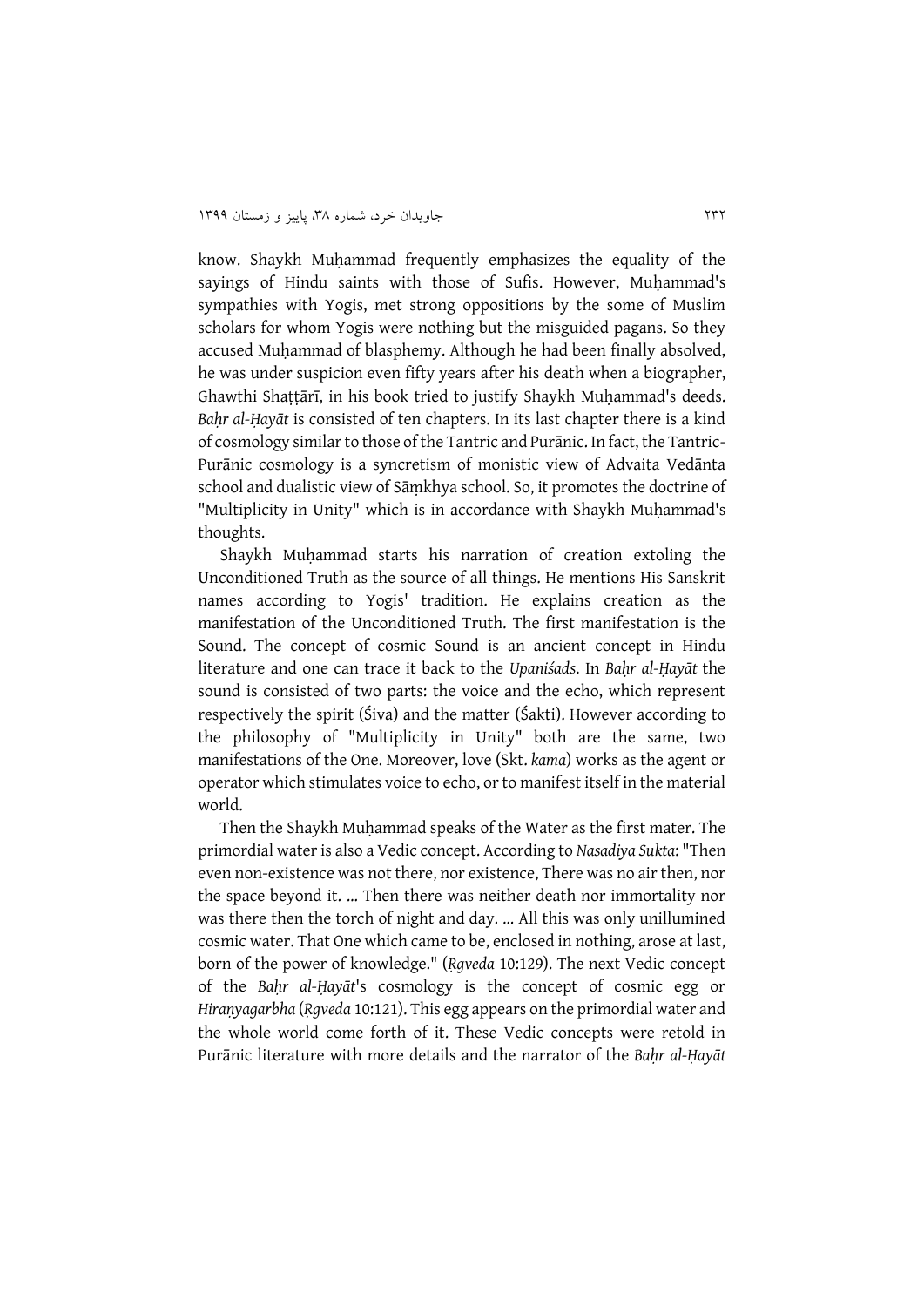know. Shaykh Muḥammad frequently emphasizes the equality of the sayings of Hindu saints with those of Sufis. However, Muḥammad's sympathies with Yogis, met strong oppositions by the some of Muslim scholars for whom Yogis were nothing but the misguided pagans. So they accused Muḥammad of blasphemy. Although he had been finally absolved, he was under suspicion even fifty years after his death when a biographer, Ghawthi Shaṭṭārī, in his book tried to justify Shaykh Muḥammad's deeds. *Baḥr al-Ḥayāt* is consisted of ten chapters. In its last chapter there is a kind of cosmology similar to those of the Tantric and Purānic. In fact, the Tantric-Purānic cosmology is a syncretism of monistic view of Advaita Vedānta school and dualistic view of Sāṃkhya school. So, it promotes the doctrine of "Multiplicity in Unity" which is in accordance with Shaykh Muḥammad's thoughts.

Shaykh Muḥammad starts his narration of creation extoling the Unconditioned Truth as the source of all things. He mentions His Sanskrit names according to Yogis' tradition. He explains creation as the manifestation of the Unconditioned Truth. The first manifestation is the Sound. The concept of cosmic Sound is an ancient concept in Hindu literature and one can trace it back to the *Upaniśads*. In *Baḥr al-Ḥayāt* the sound is consisted of two parts: the voice and the echo, which represent respectively the spirit (Śiva) and the matter (Śakti). However according to the philosophy of "Multiplicity in Unity" both are the same, two manifestations of the One. Moreover, love (Skt. *kama*) works as the agent or operator which stimulates voice to echo, or to manifest itself in the material world.

Then the Shaykh Muḥammad speaks of the Water as the first mater. The primordial water is also a Vedic concept. According to *Nasadiya Sukta*: "Then even non-existence was not there, nor existence, There was no air then, nor the space beyond it. ... Then there was neither death nor immortality nor was there then the torch of night and day. ... All this was only unillumined cosmic water. That One which came to be, enclosed in nothing, arose at last, born of the power of knowledge." (*Ṛgveda* 10:129). The next Vedic concept of the *Baḥr al-Ḥayāt*'s cosmology is the concept of cosmic egg or *Hiraṇyagarbha* (*Ṛgveda* 10:121). This egg appears on the primordial water and the whole world come forth of it. These Vedic concepts were retold in Purānic literature with more details and the narrator of the *Baḥr al-Ḥayāt*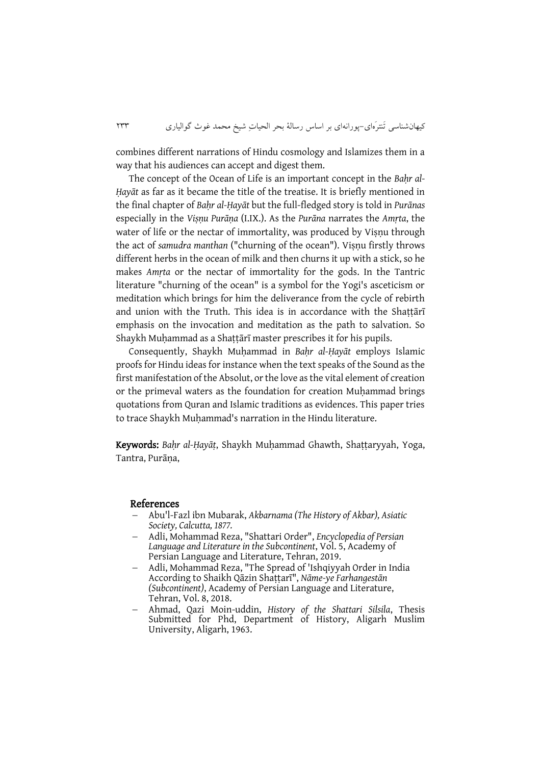combines different narrations of Hindu cosmology and Islamizes them in a way that his audiences can accept and digest them.

The concept of the Ocean of Life is an important concept in the *Baḥr al-Ḥayāt* as far as it became the title of the treatise. It is briefly mentioned in the final chapter of *Baḥr al-Ḥayāt* but the full-fledged story is told in *Purānas* especially in the *Viṣṇu Purāṇa* (I.IX.). As the *Purāna* narrates the *Amṛta*, the water of life or the nectar of immortality, was produced by Viṣṇu through the act of *samudra manthan* ("churning of the ocean"). Viṣṇu firstly throws different herbs in the ocean of milk and then churns it up with a stick, so he makes *Amṛta* or the nectar of immortality for the gods. In the Tantric literature "churning of the ocean" is a symbol for the Yogi's asceticism or meditation which brings for him the deliverance from the cycle of rebirth and union with the Truth. This idea is in accordance with the Shaṭṭārī emphasis on the invocation and meditation as the path to salvation. So Shaykh Muḥammad as a Shaṭṭārī master prescribes it for his pupils.

Consequently, Shaykh Muḥammad in *Baḥr al-Ḥayāt* employs Islamic proofs for Hindu ideas for instance when the text speaks of the Sound as the first manifestation of the Absolut, or the love as the vital element of creation or the primeval waters as the foundation for creation Muḥammad brings quotations from Quran and Islamic traditions as evidences. This paper tries to trace Shaykh Muḥammad's narration in the Hindu literature.

**Keywords:** *Baḥr al-Ḥayāṭ*, Shaykh Muḥammad Ghawth, Shaṭṭaryyah, Yoga, Tantra, Purāṇa,

## References

- Abu'l-Fazl ibn Mubarak, *Akbarnama (The History of Akbar), Asiatic Society, Calcutta, 1877.*
- Adli, Mohammad Reza, "Shattari Order", *Encyclopedia of Persian Language and Literature in the Subcontinent*, Vol. 5, Academy of Persian Language and Literature, Tehran, 2019.
- Adli, Mohammad Reza, "The Spread of 'Ishqiyyah Order in India According to Shaikh Qāzin Shaṭṭarī", *Nāme-ye Farhangestān (Subcontinent)*, Academy of Persian Language and Literature, Tehran, Vol. 8, 2018.
- Ahmad, Qazi Moin-uddin, *History of the Shattari Silsila*, Thesis Submitted for Phd, Department of History, Aligarh Muslim University, Aligarh, 1963.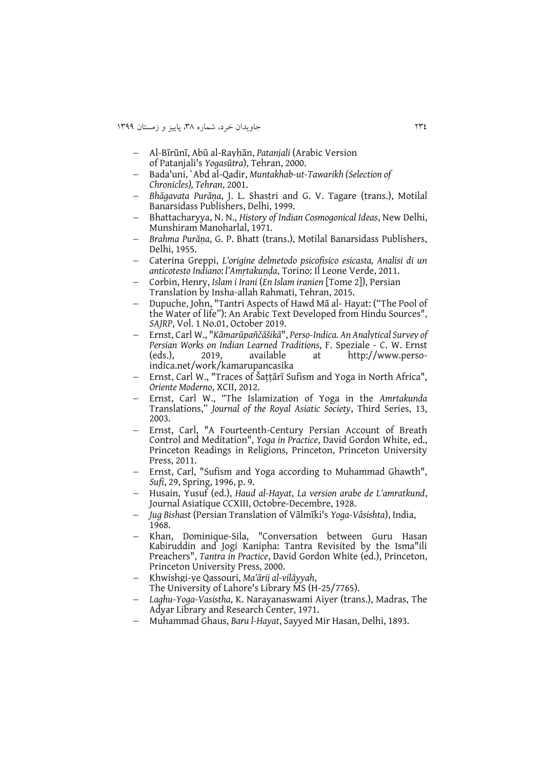- Al-Bīrūnī, Abū al-Rayḥān, *Patanjali* (Arabic Version of Patanjali's *Yogasūtra*), Tehran, 2000.
- Bada'uni, `Abd al-Qadir, *Muntakhab-ut-Tawarikh (Selection of Chronicles), Tehran*, 2001.
- *Bhāgavata Purāṇa*, J. L. Shastri and G. V. Tagare (trans.), Motilal Banarsidass Publishers, Delhi, 1999.
- Bhattacharyya, N. N., *History of Indian Cosmogonical Ideas*, New Delhi, Munshiram Manoharlal, 1971.
- *Brahma Purāṇa*, G. P. Bhatt (trans.), Motilal Banarsidass Publishers, Delhi, 1955.
- Caterina Greppi, *L'origine delmetodo psicofisico esicasta, Analisi di un anticotesto Indiano: l'Amṛtakuṇḍa*, Torino: Il Leone Verde, 2011.
- Corbin, Henry, *Islam i Irani* (*En Islam iranien* [Tome 2]), Persian Translation by Insha-allah Rahmati, Tehran, 2015.
- Dupuche, John, "Tantri Aspects of Hawd Mā al- Hayat: ("The Pool of the Water of life"): An Arabic Text Developed from Hindu Sources", *SAJRP*, Vol. 1 No.01, October 2019.
- Ernst, Carl W., "*Kāmarūpaňčāšikā*", *Perso-Indica. An Analytical Survey of Persian Works on Indian Learned Traditions*, F. Speziale - C. W. Ernst (eds.), 2019, available at http://www.perso-indica.net/work/kamarupancasika
- Ernst, Carl W., "Traces of Šaṭṭārī Sufism and Yoga in North Africa", *Oriente Moderno*, XCII, 2012.
- Ernst, Carl W., "The Islamization of Yoga in the *Amrtakunda* Translations," *Journal of the Royal Asiatic Society*, Third Series, 13, 2003.
- Ernst, Carl, "A Fourteenth-Century Persian Account of Breath Control and Meditation", *Yoga in Practice*, David Gordon White, ed., Princeton Readings in Religions, Princeton, Princeton University Press, 2011.
- Ernst, Carl, "Sufism and Yoga according to Muhammad Ghawth", *Sufi*, 29, Spring, 1996, p. 9.
- Husain, Yusuf (ed.), *Haud al-Hayat*, *La version arabe de L'amratkund*, Journal Asiatique CCXIII, Octobre-Decembre, 1928.
- *Jug Bishast* (Persian Translation of Vālmīki's *Yoga-Vâsishta*), India, 1968.
- Khan, Dominique-Sila, "Conversation between Guru Hasan Kabiruddin and Jogi Kanipha: Tantra Revisited by the Isma"ili Preachers", *Tantra in Practice*, David Gordon White (ed.), Princeton, Princeton University Press, 2000.
- Khwishgi-ye Qassouri, *Ma'ārij al-vilāyyah*, The University of Lahore's Library MS (H-25/7765).
- *Laghu-Yoga-Vasistha*, K. Narayanaswami Aiyer (trans.), Madras, The Adyar Library and Research Center, 1971.
- Muhammad Ghaus, *Baru l-Hayat*, Sayyed Mir Hasan, Delhi, 1893.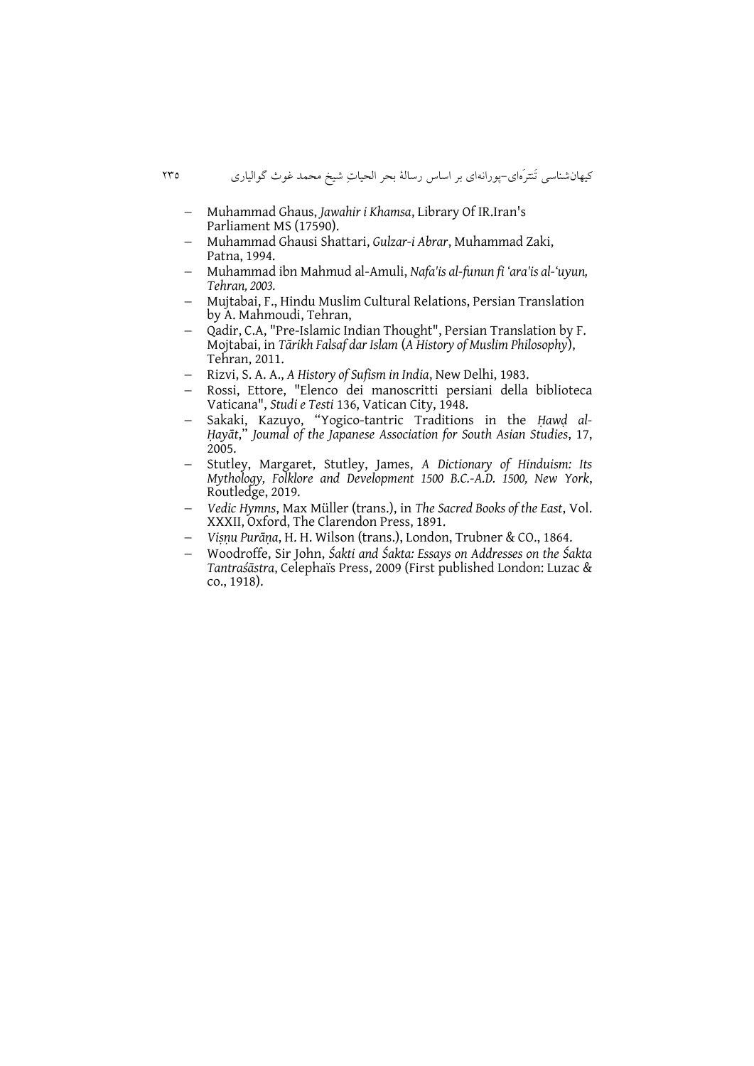- Muhammad Ghaus, *Jawahir i Khamsa*, Library Of IR.Iran's Parliament MS (17590).
- Muhammad Ghausi Shattari, *Gulzar-i Abrar*, Muhammad Zaki, Patna, 1994.
- Muhammad ibn Mahmud al-Amuli, *Nafa'is al-funun fi 'ara'is al-'uyun, Tehran, 2003.*
- Mujtabai, F., Hindu Muslim Cultural Relations, Persian Translation by A. Mahmoudi, Tehran,
- Qadir, C.A, "Pre-Islamic Indian Thought", Persian Translation by F. Mojtabai, in *Tārikh Falsaf dar Islam* (*A History of Muslim Philosophy*), Tehran, 2011.
- Rizvi, S. A. A., *A History of Sufism in India*, New Delhi, 1983.
- Rossi, Ettore, "Elenco dei manoscritti persiani della biblioteca Vaticana", *Studi e Testi* 136, Vatican City, 1948.
- Sakaki, Kazuyo, "Yogico-tantric Traditions in the *Ḥawḍ al-Ḥayāt*," *Joumal of the Japanese Association for South Asian Studies*, 17, 2005.
- Stutley, Margaret, Stutley, James, *A Dictionary of Hinduism: Its Mythology, Folklore and Development 1500 B.C.-A.D. 1500, New York*, Routledge, 2019.
- *Vedic Hymns*, Max Müller (trans.), in *The Sacred Books of the East*, Vol. XXXII, Oxford, The Clarendon Press, 1891.
- *Viṣṇu Purāṇa*, H. H. Wilson (trans.), London, Trubner & CO., 1864.
- Woodroffe, Sir John, *Śakti and Śakta: Essays on Addresses on the Śakta Tantraśāstra*, Celephaïs Press, 2009 (First published London: Luzac & co., 1918).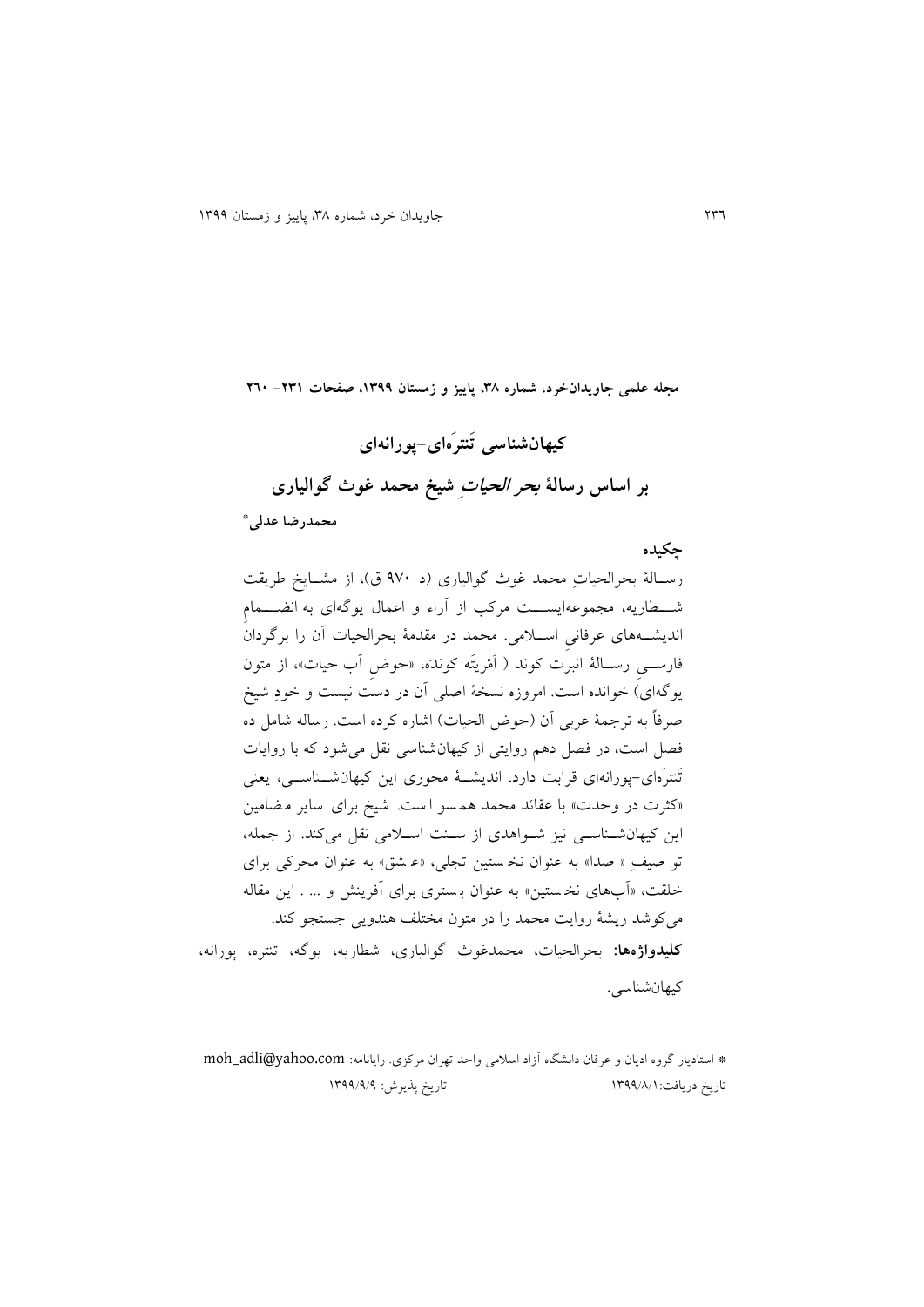**مجله علمی جاویدان‌خرد، شماره ۳۸، پاییز و زمستان ۱۳۹۹، صفحات ۲۳۱- ۲۶۰**

# کیهان‌شناسی تَنترَه‌ای-پورانه‌ای

## بر اساس رسالهٔ *بحر الحیات* شیخ محمد غوث گوالیاری

**محمدرضا عدلی**\*

**چکیده**

رسالهٔ بحرالحیاتِ محمد غوث گوالیاری (د ۹۷۰ ق)، از مشایخ طریقت شطاریه، مجموعه‌ایست مرکب از آراء و اعمال یوگه‌ای به انضمامِ اندیشه‌های عرفانیِ اسلامی. محمد در مقدمهٔ بحرالحیات آن را برگردانِ فارسیِ رسالهٔ انبرِت کوند ( اَمْرِتَه کونْدَه، «حوضِ آبِ حیات»، از متون یوگه‌ای) خوانده است. امروزه نسخهٔ اصلی آن در دست نیست و خودِ شیخ صرفاً به ترجمهٔ عربی آن (حوض الحیات) اشاره کرده است. رساله شامل ده فصل است، در فصل دهم روایتی از کیهان‌شناسی نقل می‌شود که با روایات تَنترَه‌ای-پورانه‌ای قرابت دارد. اندیشهٔ محوری این کیهان‌شناسی، یعنی «کثرت در وحدت» با عقائد محمد همسو است. شیخ برای سایر مضامین این کیهان‌شناسی نیز شواهدی از سنت اسلامی نقل می‌کند. از جمله، توصیفِ «صدا» به عنوان نخستین تجلی، «عشق» به عنوان محرکی برای خلقت، «آب‌های نخستین» به عنوان بستری برای آفرینش و ... . این مقاله می‌کوشد ریشهٔ روایت محمد را در متون مختلف هندویی جستجو کند.

**کلیدواژه‌ها:** بحرالحیات، محمدغوث گوالیاری، شطاریه، یوگه، تنتره، پورانه، کیهان‌شناسی.

---

\* استادیار گروه ادیان و عرفان دانشگاه آزاد اسلامی واحد تهران مرکزی. رایانامه: moh_adli@yahoo.com

تاریخ دریافت:۱۳۹۹/۸/۱ تاریخ پذیرش: ۱۳۹۹/۹/۹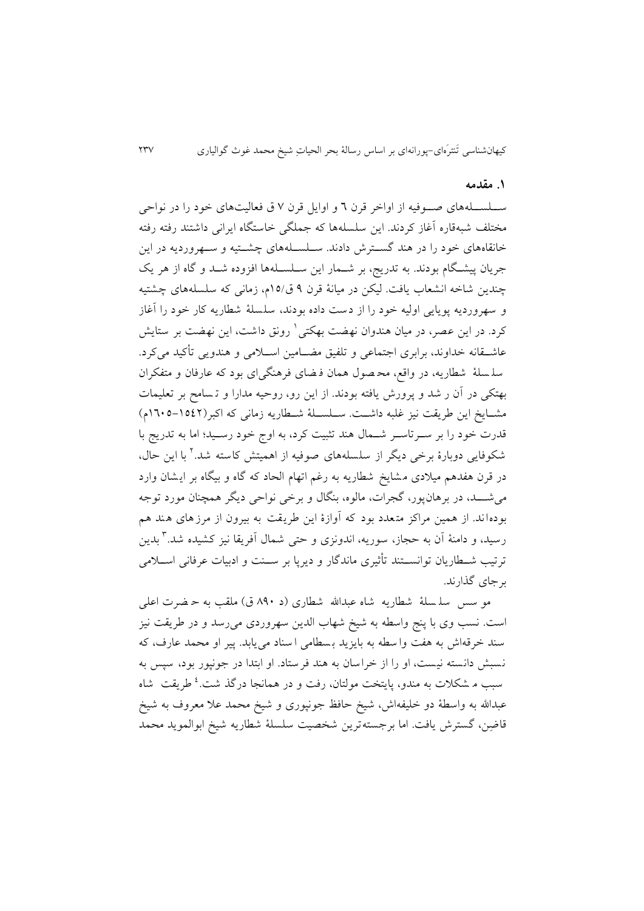## ۱. مقدمه

سلسله‌های صوفیه از اواخر قرن ٦ و اوایل قرن ٧ ق فعالیت‌های خود را در نواحی مختلف شبه‌قاره آغاز کردند. این سلسله‌ها که جملگی خاستگاه ایرانی داشتند رفته رفته خانقاه‌های خود را در هند گسترش دادند. سلسله‌های چشتیه و سهروردیه در این جریان پیشگام بودند. به تدریج، بر شمار این سلسله‌ها افزوده شد و گاه از هر یک چندین شاخه انشعاب یافت. لیکن در میانهٔ قرن ۹ ق/۱۵م، زمانی که سلسله‌های چشتیه و سهروردیه پویایی اولیه خود را از دست داده بودند، سلسلهٔ شطاریه کار خود را آغاز کرد. در این عصر، در میان هندوان نهضت بهکتی[1] رونق داشت، این نهضت بر ستایش عاشقانه خداوند، برابری اجتماعی و تلفیق مضامین اسلامی و هندویی تأکید می‌کرد. سلسلهٔ شطاریه، در واقع، محصول همان فضای فرهنگی‌ای بود که عارفان و متفکران بهکتی در آن رشد و پرورش یافته بودند. از این رو، روحیه مدارا و تسامح بر تعلیمات مشایخ این طریقت نیز غلبه داشت. سلسلهٔ شطاریه زمانی که اکبر(۱٥٤۲–۱٦۰٥م) قدرت خود را بر سرتاسر شمال هند تثبیت کرد، به اوج خود رسید؛ اما به تدریج با شکوفایی دوبارهٔ برخی دیگر از سلسله‌های صوفیه از اهمیتش کاسته شد.[2] با این حال، در قرن هفدهم میلادی مشایخ شطاریه به رغم اتهام الحاد که گاه و بیگاه بر ایشان وارد می‌شد، در برهان‌پور، گجرات، مالوه، بنگال و برخی نواحی دیگر همچنان مورد توجه بوده‌اند. از همین مراکز متعدد بود که آوازهٔ این طریقت به بیرون از مرزهای هند هم رسید، و دامنهٔ آن به حجاز، سوریه، اندونزی و حتی شمال آفریقا نیز کشیده شد.[3] بدین ترتیب شطاریان توانستند تأثیری ماندگار و دیرپا بر سنت و ادبیات عرفانی اسلامی برجای گذارند.

موسس سلسلهٔ شطاریه شاه عبدالله شطاری (د ۸۹۰ ق) ملقب به حضرت اعلی است. نسب وی با پنج واسطه به شیخ شهاب الدین سهروردی می‌رسد و در طریقت نیز سند خرقه‌اش به هفت واسطه به بایزید بسطامی اسناد می‌یابد. پیر او محمد عارف، که نسبش دانسته نیست، او را از خراسان به هند فرستاد. او ابتدا در جونپور بود، سپس به سبب مشکلات به مندو، پایتخت مولتان، رفت و در همانجا درگذشت.[4] طریقت شاه عبدالله به واسطهٔ دو خلیفه‌اش، شیخ حافظ جونپوری و شیخ محمد علا معروف به شیخ قاضن، گسترش یافت. اما برجسته‌ترین شخصیت سلسلهٔ شطاریه شیخ ابوالموید محمد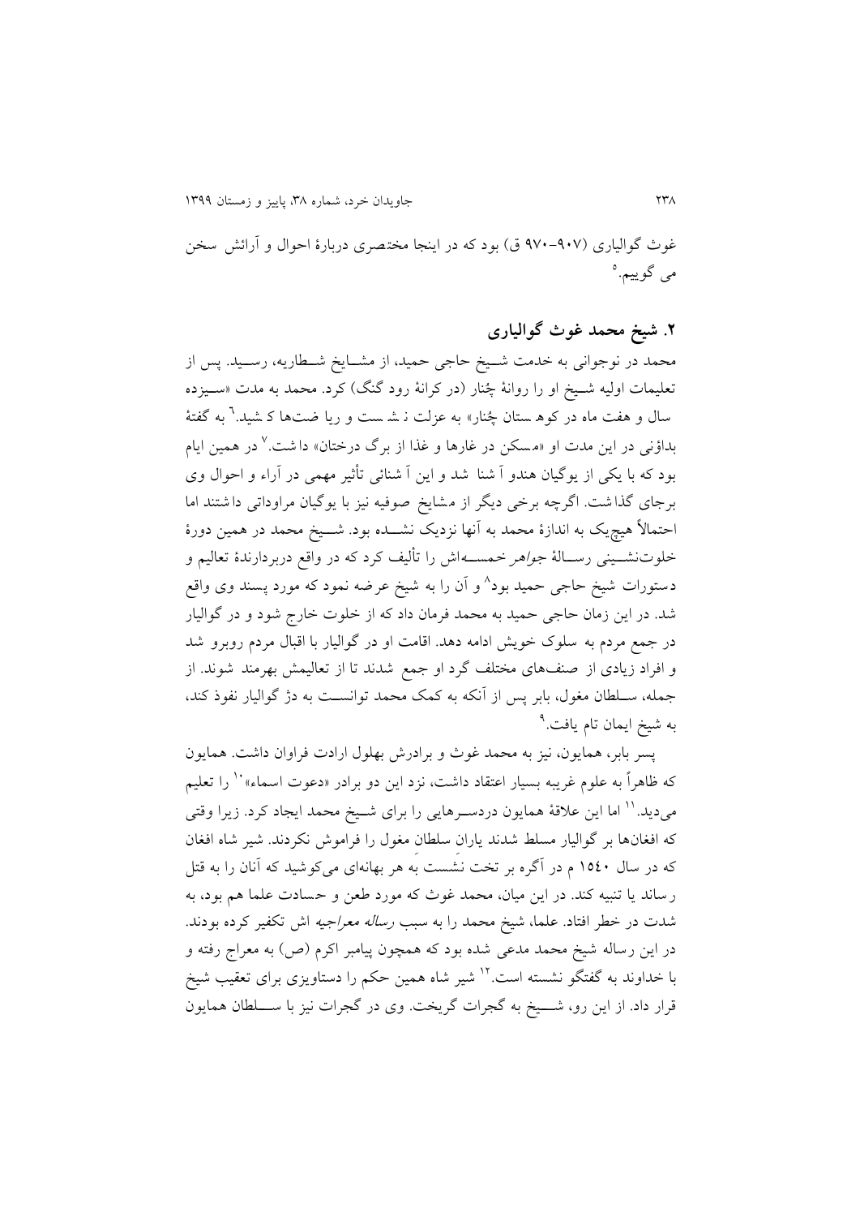غوث گوالیاری (۹۰۷–۹۷۰ ق) بود که در اینجا مختصری دربارهٔ احوال و آرائش سخن می گوییم.[۵]

## ۲. شیخ محمد غوث گوالیاری

محمد در نوجوانی به خدمت شیخ حاجی حمید، از مشایخ شطاریه، رسید. پس از تعلیمات اولیه شیخ او را روانهٔ چُنار (در کرانهٔ رود گنگ) کرد. محمد به مدت «سیزده سال و هفت ماه در کوهستان چُنار» به عزلت نشست و ریا ضت‌ها کشید.[۶] به گفتهٔ بداؤنی در این مدت او «مسکن در غارها و غذا از برگ درختان» داشت.[۷] در همین ایام بود که با یکی از یوگیان هندو آشنا شد و این آشنائی تأثیر مهمی در آراء و احوال وی برجای گذاشت. اگرچه برخی دیگر از مشایخ صوفیه نیز با یوگیان مراوداتی داشتند اما احتمالاً هیچ‌یک به اندازهٔ محمد به آنها نزدیک نشده بود. شیخ محمد در همین دورهٔ خلوت‌نشینی رسالهٔ *جواهر خمسه*‌اش را تألیف کرد که در واقع دربردارندهٔ تعالیم و دستورات شیخ حاجی حمید بود[۸] و آن را به شیخ عرضه نمود که مورد پسند وی واقع شد. در این زمان حاجی حمید به محمد فرمان داد که از خلوت خارج شود و در گوالیار در جمع مردم به سلوک خویش ادامه دهد. اقامت او در گوالیار با اقبال مردم روبرو شد و افراد زیادی از صنف‌های مختلف گرد او جمع شدند تا از تعالیمش بهرمند شوند. از جمله، سلطان مغول، بابر پس از آنکه به کمک محمد توانست به دژ گوالیار نفوذ کند، به شیخ ایمان تام یافت.[۹]

پسر بابر، همایون، نیز به محمد غوث و برادرش بهلول ارادت فراوان داشت. همایون که ظاهراً به علوم غریبه بسیار اعتقاد داشت، نزد این دو برادر «دعوت اسماء»[۱۰] را تعلیم می‌دید.[۱۱] اما این علاقهٔ همایون دردسرهایی را برای شیخ محمد ایجاد کرد. زیرا وقتی که افغان‌ها بر گوالیار مسلط شدند یارانِ سلطانِ مغول را فراموش نکردند. شیر شاه افغان که در سال ۱۵۴۰ م در آگره بر تخت نشَست به هر بهانه‌ای می‌کوشید که آنان را به قتل رساند یا تنبیه کند. در این میان، محمد غوث که مورد طعن و حسادت علما هم بود، به شدت در خطر افتاد. علما، شیخ محمد را به سبب *رساله معراجیه* اش تکفیر کرده بودند. در این رساله شیخ محمد مدعی شده بود که همچون پیامبر اکرم (ص) به معراج رفته و با خداوند به گفتگو نشسته است.[۱۲] شیر شاه همین حکم را دستاویزی برای تعقیب شیخ قرار داد. از این رو، شیخ به گجرات گریخت. وی در گجرات نیز با سلطان همایون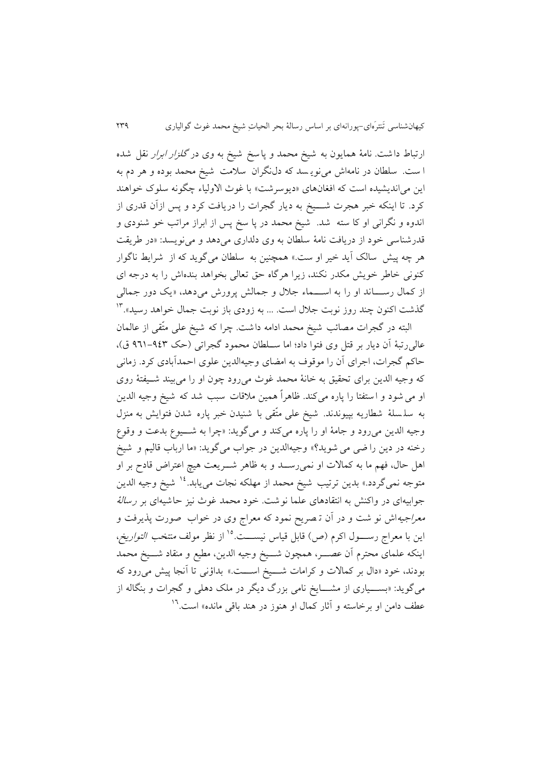ارتباط داشت. نامهٔ همایون به شیخ محمد و پاسخ شیخ به وی در *گلزار ابرار* نقل شده است. سلطان در نامه‌اش می‌نویسد که دل‌نگران سلامت شیخ محمد بوده و هر دم به این می‌اندیشیده است که افغان‌های «دیوسرشت» با غوث الاولیاء چگونه سلوک خواهند کرد. تا اینکه خبر هجرت شیخ به دیار گجرات را دریافت کرد و پس ازآن قدری از اندوه و نگرانی او کاسته شد. شیخ محمد در پاسخ پس از ابراز مراتب خوشنودی و قدرشناسی خود از دریافت نامهٔ سلطان به وی دلداری می‌دهد و می‌نویسد: «در طریقت هر چه پیش سالک آید خیر او ست.» همچنین به سلطان می‌گوید که از شرایط ناگوار کنونی خاطر خویش مکدر نکند، زیرا هرگاه حق تعالی بخواهد بنده‌اش را به درجه ای از کمال رساند او را به اسماء جلال و جمالش پرورش می‌دهد، «یک دور جمالی گذشت اکنون چند روز نوبت جلال است. ... به زودی باز نوبت جمال خواهد رسید».[13]

البته در گجرات مصائب شیخ محمد ادامه داشت. چرا که شیخ علی متّقی از عالمان عالی‌رتبهٔ آن دیار بر قتل وی فتوا داد؛ اما سلطان محمود گجراتی (حک ۹۴۳–۹۶۱ ق)، حاکم گجرات، اجرای آن را موقوف به امضای وجیه‌الدین علوی احمدآبادی کرد. زمانی که وجیه الدین برای تحقیق به خانهٔ محمد غوث می‌رود چون او را می‌بیند شیفتهٔ روی او می شود و استفتا را پاره می‌کند. ظاهراً همین ملاقات سبب شد که شیخ وجیه الدین به سلسلهٔ شطاریه بپیوندند. شیخ علی متّقی با شنیدن خبر پاره شدن فتوایش به منزل وجیه الدین می‌رود و جامهٔ او را پاره می‌کند و می‌گوید: «چرا به شیوع بدعت و وقوع رخنه در دین راضی می شوید؟» وجیه‌الدین در جواب می‌گوید: «ما ارباب قالیم و شیخ اهل حال، فهم ما به کمالات او نمی‌رسد و به ظاهر شریعت هیچ اعتراض قادح بر او متوجه نمی‌گردد.» بدین ترتیب شیخ محمد از مهلکه نجات می‌یابد.[14] شیخ وجیه الدین جوابیه‌ای در واکنش به انتقادهای علما نوشت. خود محمد غوث نیز حاشیه‌ای بر *رسالهٔ معراجیه*‌اش نوشت و در آن تصریح نمود که معراج وی در خواب صورت پذیرفت و این با معراج رسول اکرم (ص) قابل قیاس نیست.[15] از نظر مولف *منتخب التواریخ*، اینکه علمای محترم آن عصر، همچون شیخ وجیه الدین، مطیع و منقاد شیخ محمد بودند، خود «دال بر کمالات و کرامات شیخ است.» بداؤنی تا آنجا پیش می‌رود که می‌گوید: «بسیاری از مشایخ نامی بزرگ دیگر در ملک دهلی و گجرات و بنگاله از عطف دامن او برخاسته و آثار کمال او هنوز در هند باقی مانده» است.[16]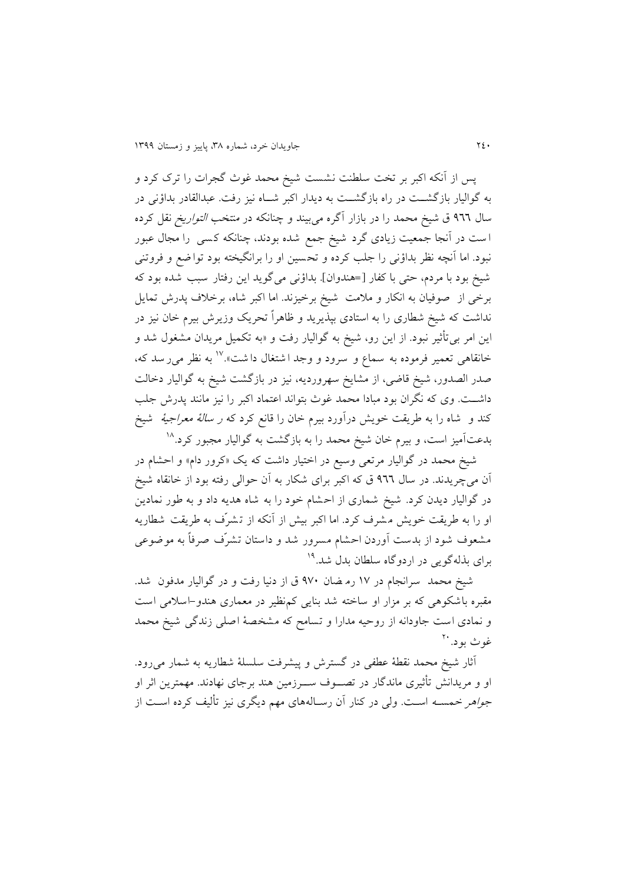پس از آنکه اکبر بر تخت سلطنت نشست شیخ محمد غوث گجرات را ترک کرد و به گوالیار بازگشت در راه بازگشت به دیدار اکبر شاه نیز رفت. عبدالقادر بداؤنی در سال ۹۶۶ ق شیخ محمد را در بازار آگره می‌بیند و چنانکه در منتخب *التواریخ* نقل کرده است در آنجا جمعیت زیادی گرد شیخ جمع شده بودند، چنانکه کسی را مجال عبور نبود. اما آنچه نظر بداؤنی را جلب کرده و تحسین او را برانگیخته بود تواضع و فروتنی شیخ بود با مردم، حتی با کفار [=هندوان]. بداؤنی می‌گوید این رفتار سبب شده بود که برخی از صوفیان به انکار و ملامت شیخ برخیزند. اما اکبر شاه، برخلاف پدرش تمایل نداشت که شیخ شطاری را به استادی بپذیرد و ظاهراً تحریک وزیرش بیرم خان نیز در این امر بی‌تأثیر نبود. از این رو، شیخ به گوالیار رفت و «به تکمیل مریدان مشغول شد و خانقاهی تعمیر فرموده به سماع و سرود و وجد اشتغال داشت».[17] به نظر می‌رسد که، صدر الصدور، شیخ قاضی، از مشایخ سهوردیه، نیز در بازگشت شیخ به گوالیار دخالت داشت. وی که نگران بود مبادا محمد غوث بتواند اعتماد اکبر را نیز مانند پدرش جلب کند و شاه را به طریقت خویش درآورد بیرم خان را قانع کرد که *رسالهٔ معراجیهٔ* شیخ بدعت‌آمیز است، و بیرم خان شیخ محمد را به بازگشت به گوالیار مجبور کرد.[18]

شیخ محمد در گوالیار مرتعی وسیع در اختیار داشت که یک «کرور دام» و احشام در آن می‌چریدند. در سال ۹۶۶ ق که اکبر برای شکار به آن حوالی رفته بود از خانقاه شیخ در گوالیار دیدن کرد. شیخ شماری از احشام خود را به شاه هدیه داد و به طور نمادین او را به طریقت خویش مشرف کرد. اما اکبر بیش از آنکه از تشرّف به طریقت شطاریه مشعوف شود از بدست آوردن احشام مسرور شد و داستان تشرّف صرفاً به موضوعی برای بذله‌گویی در اردوگاه سلطان بدل شد.[19]

شیخ محمد سرانجام در ۱۷ رمضان ۹۷۰ ق از دنیا رفت و در گوالیار مدفون شد. مقبره باشکوهی که بر مزار او ساخته شد بنایی کم‌نظیر در معماری هندو-اسلامی است و نمادی است جاودانه از روحیه مدارا و تسامح که مشخصهٔ اصلی زندگی شیخ محمد غوث بود.[20]

آثار شیخ محمد نقطهٔ عطفی در گسترش و پیشرفت سلسلهٔ شطاریه به شمار می‌رود. او و مریدانش تأثیری ماندگار در تصوف سرزمین هند برجای نهادند. مهمترین اثر او *جواهر خمسه* است. ولی در کنار آن رساله‌های مهم دیگری نیز تألیف کرده است از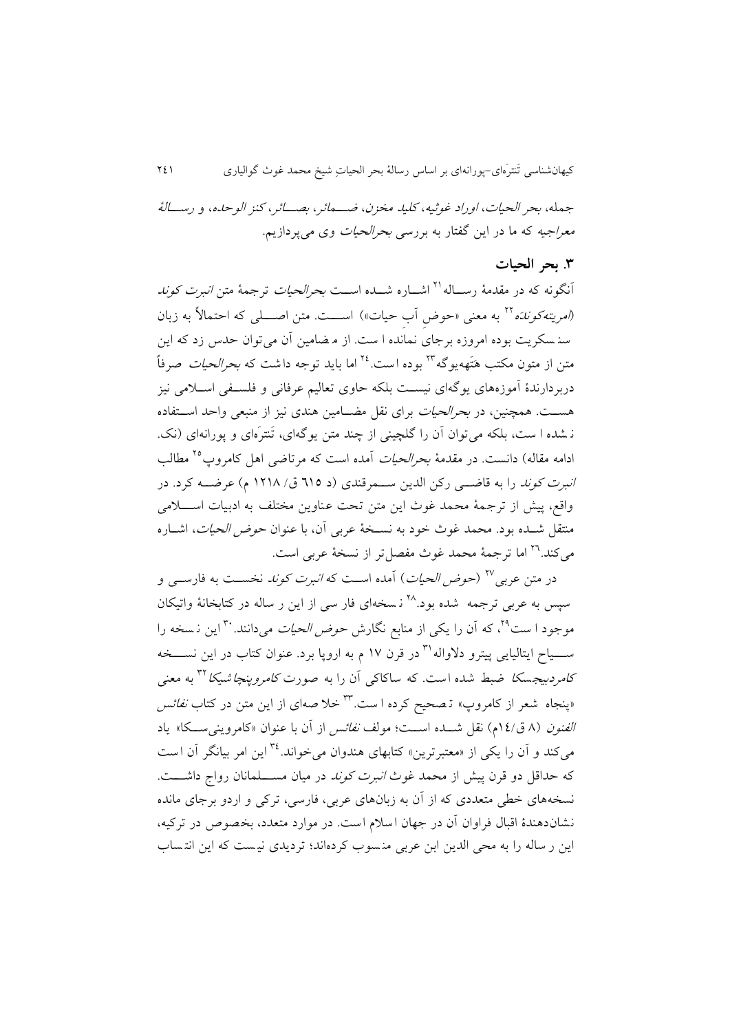جمله، *بحر الحیات*، *اوراد غوثیه*، *کلید مخزن*، *ضمائر*، *بصائر*، *کنز الوحده*، و *رسالهٔ معراجیه* که ما در این گفتار به بررسی *بحرالحیات* وی می‌پردازیم.

## ۳. بحر الحیات

آنگونه که در مقدمهٔ رساله[۲۱] اشاره شده است *بحرالحیات* ترجمهٔ متن *انبرت کوند* (*امریته‌کونده*[۲۲] به معنی «حوضِ آبِ حیات») است. متن اصلی که احتمالاً به زبان سنسکریت بوده امروزه برجای نمانده است. از مضامین آن می‌توان حدس زد که این متن از متون مکتب هَتَهه‌یوگه[۲۳] بوده است.[۲۴] اما باید توجه داشت که *بحرالحیات* صرفاً دربردارندهٔ آموزه‌های یوگه‌ای نیست بلکه حاوی تعالیم عرفانی و فلسفی اسلامی نیز هست. همچنین، در *بحرالحیات* برای نقل مضامین هندی نیز از منبعی واحد استفاده نشده است، بلکه می‌توان آن را گلچینی از چند متن یوگه‌ای، تَنترَه‌ای و پورانه‌ای (نک. ادامه مقاله) دانست. در مقدمهٔ *بحرالحیات* آمده است که مرتاضی اهل کامروپ[۲۵] مطالب *انبرت کوند* را به قاضی رکن الدین سمرقندی (د ۶۱۵ ق/ ۱۲۱۸ م) عرضه کرد. در واقع، پیش از ترجمهٔ محمد غوث این متن تحت عناوین مختلف به ادبیات اسلامی منتقل شده بود. محمد غوث خود به نسخهٔ عربی آن، با عنوان *حوض الحیات*، اشاره می‌کند.[۲۶] اما ترجمهٔ محمد غوث مفصل‌تر از نسخهٔ عربی است.

در متن عربی[۲۷] (*حوض الحیات*) آمده است که *انبرت کوند* نخست به فارسی و سپس به عربی ترجمه شده بود.[۲۸] نسخه‌ای فارسی از این رساله در کتابخانهٔ واتیکان موجود است[۲۹]، که آن را یکی از منابع نگارش *حوض الحیات* می‌دانند.[۳۰] این نسخه را سیاح ایتالیایی پیترو دلاواله[۳۱] در قرن ۱۷ م به اروپا برد. عنوان کتاب در این نسخه *کامردبیجسکا* ضبط شده است. که ساکاکی آن را به صورت *کامروپنچاشیکا*[۳۲] به معنی «پنجاه شعر از کامروپ» تصحیح کرده است.[۳۳] خلاصه‌ای از این متن در کتاب *نفائس الفنون* (۸ ق/۱۴م) نقل شده است؛ مولف *نفائس* از آن با عنوان «کامروینی‌سکا» یاد می‌کند و آن را یکی از «معتبرترین» کتابهای هندوان می‌خواند.[۳۴] این امر بیانگر آن است که حداقل دو قرن پیش از محمد غوث *انبرت کوند* در میان مسلمانان رواج داشت. نسخه‌های خطی متعددی که از آن به زبان‌های عربی، فارسی، ترکی و اردو برجای مانده نشان‌دهندهٔ اقبال فراوان آن در جهان اسلام است. در موارد متعدد، بخصوص در ترکیه، این رساله را به محی الدین ابن عربی منسوب کرده‌اند؛ تردیدی نیست که این انتساب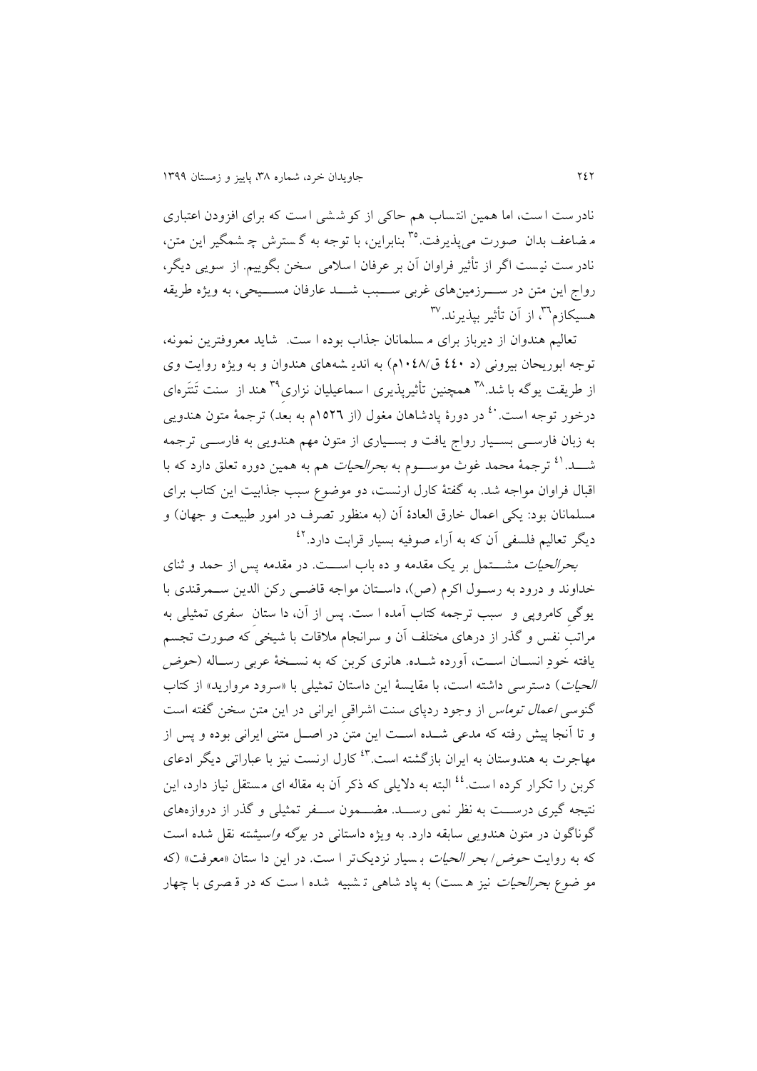نادرست است، اما همین انتساب هم حاکی از کوششی است که برای افزودن اعتباری مضاعف بدان صورت می‌پذیرفت.[35] بنابراین، با توجه به گسترش چشمگیر این متن، نادرست نیست اگر از تأثیر فراوان آن بر عرفان اسلامی سخن بگوییم. از سویی دیگر، رواج این متن در سرزمین‌های غربی سبب شد عارفان مسیحی، به ویژه طریقه هسیکازم[36]، از آن تأثیر بپذیرند.[37]

تعالیم هندوان از دیرباز برای مسلمانان جذاب بوده است. شاید معروفترین نمونه، توجه ابوریحان بیرونی (د ۴۴۰ ق/۱۰۴۸م) به اندیشه‌های هندوان و به ویژه روایت وی از طریقت یوگه باشد.[38] همچنین تأثیرپذیری اسماعیلیان نزاری[39] هند از سنت تَنتَره‌ای درخور توجه است.[40] در دورهٔ پادشاهان مغول (از ۱۵۲۶م به بعد) ترجمهٔ متون هندویی به زبان فارسی بسیار رواج یافت و بسیاری از متون مهم هندویی به فارسی ترجمه شد.[41] ترجمهٔ محمد غوث موسوم به *بحرالحیات* هم به همین دوره تعلق دارد که با اقبال فراوان مواجه شد. به گفتهٔ کارل ارنست، دو موضوع سبب جذابیت این کتاب برای مسلمانان بود: یکی اعمال خارق العادهٔ آن (به منظور تصرف در امور طبیعت و جهان) و دیگر تعالیم فلسفی آن که به آراء صوفیه بسیار قرابت دارد.[42]

*بحرالحیات* مشتمل بر یک مقدمه و ده باب است. در مقدمه پس از حمد و ثنای خداوند و درود به رسول اکرم (ص)، داستان مواجه قاضی رکن الدین سمرقندی با یوگی کامروپی و سبب ترجمه کتاب آمده است. پس از آن، داستان سفری تمثیلی به مراتبِ نفس و گذر از درهای مختلف آن و سرانجام ملاقات با شیخی که صورت تجسم یافته خودِ انسان است، آورده شده. هانری کربن که به نسخهٔ عربی رساله (*حوض الحیات*) دسترسی داشته است، با مقایسهٔ این داستان تمثیلی با «سرود مروارید» از کتاب گنوسی *اعمال توماس* از وجود ردپای سنت اشراقیِ ایرانی در این متن سخن گفته است و تا آنجا پیش رفته که مدعی شده است این متن در اصل متنی ایرانی بوده و پس از مهاجرت به هندوستان به ایران بازگشته است.[43] کارل ارنست نیز با عباراتی دیگر ادعای کربن را تکرار کرده است.[44] البته به دلایلی که ذکر آن به مقاله ای مستقل نیاز دارد، این نتیجه گیری درست به نظر نمی رسد. مضمون سفر تمثیلی و گذر از دروازه‌های گوناگون در متون هندویی سابقه دارد. به ویژه داستانی در *یوگه واسیشته* نقل شده است که به روایت *حوض/ بحر الحیات* بسیار نزدیک‌تر است. در این داستان «معرفت» (که موضوع *بحرالحیات* نیز هست) به پادشاهی تشبیه شده است که در قصری با چهار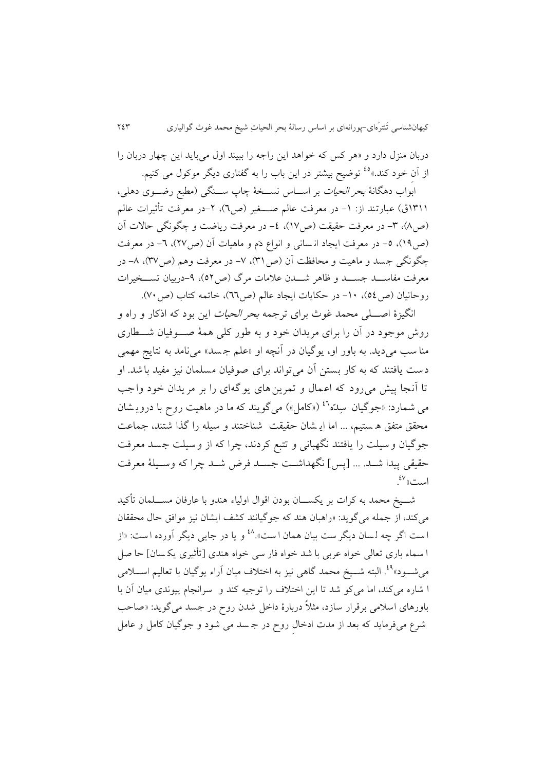دربان منزل دارد و «هر کس که خواهد این راجه را ببیند اول می‌باید این چهار دربان را از آن خود کند.»[45] توضیح بیشتر در این باب را به گفتاری دیگر موکول می کنیم.

ابواب دهگانهٔ *بحر الحیات* بر اساس نسخهٔ چاپ سنگی (مطبع رضوی دهلی، ۱۳۱۱ق) عبارتند از: ۱- در معرفت عالم صغیر (ص۶)، ۲-در معرفت تأثیرات عالم (ص۸)، ۳- در معرفت حقیقت (ص۱۷)، ۴- در معرفت ریاضت و چگونگی حالات آن (ص۱۹)، ۵- در معرفت ایجاد انسانی و انواع دَم و ماهیات آن (ص۲۷)، ۶- در معرفت چگونگی جسد و ماهیت و محافظت آن (ص۳۱)، ۷- در معرفت وهم (ص۳۷)، ۸- در معرفت مفاسد جسد و ظاهر شدن علامات مرگ (ص۵۲)، ۹-دربیان تسخیرات روحانیان (ص۵۴)، ۱۰- در حکایات ایجاد عالم (ص۶۶)، خاتمه کتاب (ص۷۰).

انگیزهٔ اصلی محمد غوث برای ترجمه *بحر الحیات* این بود که اذکار و راه و روش موجود در آن را برای مریدان خود و به طور کلی همهٔ صوفیان شطاری مناسب می‌دید. به باور او، یوگیان در آنچه او «علم جسد» می‌نامد به نتایج مهمی دست یافتند که به کار بستن آن می‌تواند برای صوفیان مسلمان نیز مفید باشد. او تا آنجا پیش می‌رود که اعمال و تمرین‌های یوگه‌ای را بر مریدان خود واجب می شمارد: «جوگیان سِدّه[46] («کامل») می‌گویند که ما در ماهیت روح با درویشان محقق متفق هستیم، ... اما ایشان حقیقت شناختند و سیله را گذاشتند، جماعت جوگیان وسیلت را یافتند نگهبانی و تتبع کردند، چرا که از وسیلت جسد معرفت حقیقی پیدا شد. ... [پس] نگهداشت جسد فرض شد چرا که وسیلهٔ معرفت است»[47].

شیخ محمد به کرات بر یکسان بودن اقوال اولیاء هندو با عارفان مسلمان تأکید می‌کند، از جمله می‌گوید: «راهبان هند که جوگیانند کشف ایشان نیز موافق حال محققان است اگر چه لسان دیگر ست بیان همان است».[48] و یا در جایی دیگر آورده است: «از اسماء باری تعالی خواه عربی باشد خواه فارسی خواه هندی [تأثیری یکسان] حاصل می‌شود»[49]. البته شیخ محمد گاهی نیز به اختلاف میان آراء یوگیان با تعالیم اسلامی اشاره می‌کند، اما می‌کوشد تا این اختلاف را توجیه کند و سرانجام پیوندی میان آن با باورهای اسلامی برقرار سازد، مثلاً دربارهٔ داخل شدن روح در جسد می‌گوید: «صاحب شرع می‌فرماید که بعد از مدت ادخالِ روح در جسد می شود و جوگیان کامل و عامل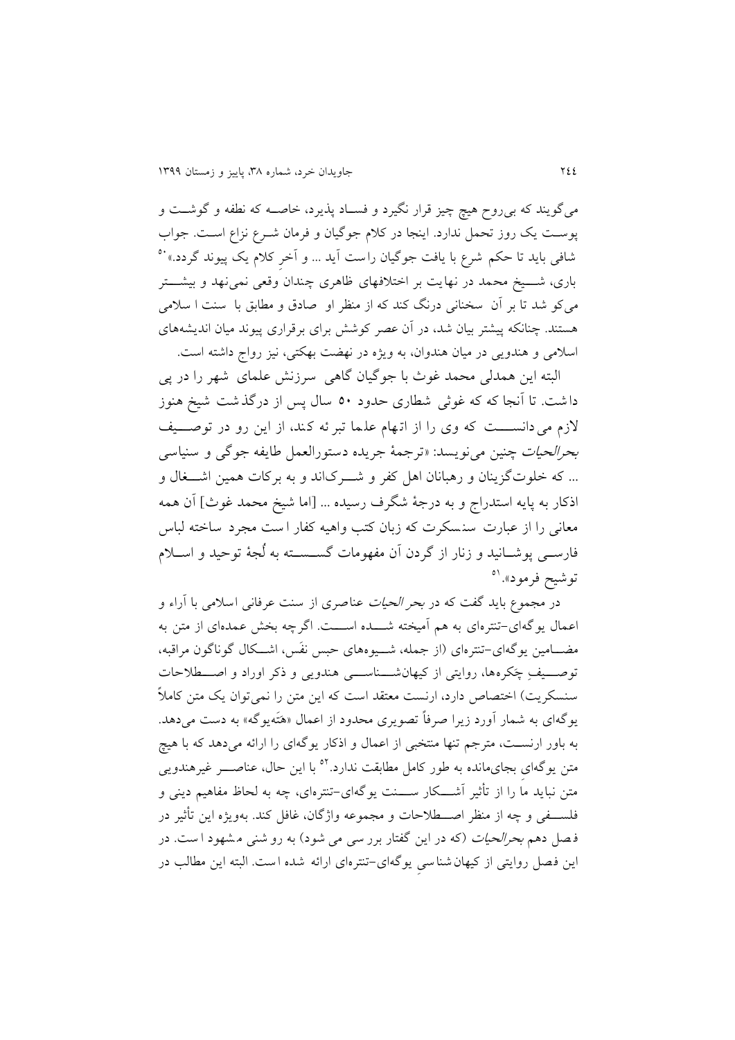می‌گویند که بی‌روح هیچ چیز قرار نگیرد و فساد پذیرد، خاصه که نطفه و گوشت و پوست یک روز تحمل ندارد. اینجا در کلام جوگیان و فرمان شرع نزاع است. جواب شافی باید تا حکم شرع با یافت جوگیان راست آید ... و آخرِ کلام یک پیوند گردد.»[50]
باری، شیخ محمد در نهایت بر اختلافهای ظاهری چندان وقعی نمی‌نهد و بیشتر می‌کو شد تا بر آن سخنانی درنگ کند که از منظر او صادق و مطابق با سنت اسلامی هستند. چنانکه پیشتر بیان شد، در آن عصر کوشش برای برقراری پیوند میان اندیشه‌های اسلامی و هندویی در میان هندوان، به ویژه در نهضت بهکتی، نیز رواج داشته است.

البته این همدلی محمد غوث با جوگیان گاهی سرزنش علمای شهر را در پی داشت. تا آنجا که که غوثی شطاری حدود ۵۰ سال پس از درگذشت شیخ هنوز لازم می‌دانست که وی را از اتهام علما تبرئه کند، از این رو در توصیف *بحرالحیات* چنین می‌نویسد: «ترجمهٔ جریده دستورالعمل طایفه جوگی و سنیاسی ... که خلوت‌گزینان و رهبانان اهل کفر و شرک‌اند و به برکات همین اشغال و اذکار به پایه استدراج و به درجهٔ شگرف رسیده ... [اما شیخ محمد غوث] آن همه معانی را از عبارت سنسکرت که زبان کتب واهیه کفار است مجرد ساخته لباس فارسی پوشانید و زنار از گردن آن مفهومات گسسته به لُجهٔ توحید و اسلام توشیح فرمود».[51]

در مجموع باید گفت که در *بحر الحیات* عناصری از سنت عرفانی اسلامی با آراء و اعمال یوگه‌ای-تنتره‌ای به هم آمیخته شده است. اگرچه بخش عمده‌ای از متن به مضامین یوگه‌ای-تنتره‌ای (از جمله، شیوه‌های حبس نفَس، اشکال گوناگون مراقبه، توصیفِ چَکره‌ها، روایتی از کیهان‌شناسی هندویی و ذکر اوراد و اصطلاحات سنسکریت) اختصاص دارد، ارنست معتقد است که این متن را نمی‌توان یک متن کاملاً یوگه‌ای به شمار آورد زیرا صرفاً تصویری محدود از اعمال «هَتَه‌یوگه» به دست می‌دهد. به باور ارنست، مترجم تنها منتخبی از اعمال و اذکار یوگه‌ای را ارائه می‌دهد که با هیچ متن یوگه‌ای بجای‌مانده به طور کامل مطابقت ندارد.[52] با این حال، عناصر غیرهندویی متن نباید ما را از تأثیر آشکار سنت یوگه‌ای-تنتره‌ای، چه به لحاظ مفاهیم دینی و فلسفی و چه از منظر اصطلاحات و مجموعه واژگان، غافل کند. به‌ویژه این تأثیر در فصل دهم *بحرالحیات* (که در این گفتار بررسی می شود) به روشنی مشهود است. در این فصل روایتی از کیهان‌شناسیِ یوگه‌ای-تنتره‌ای ارائه شده است. البته این مطالب در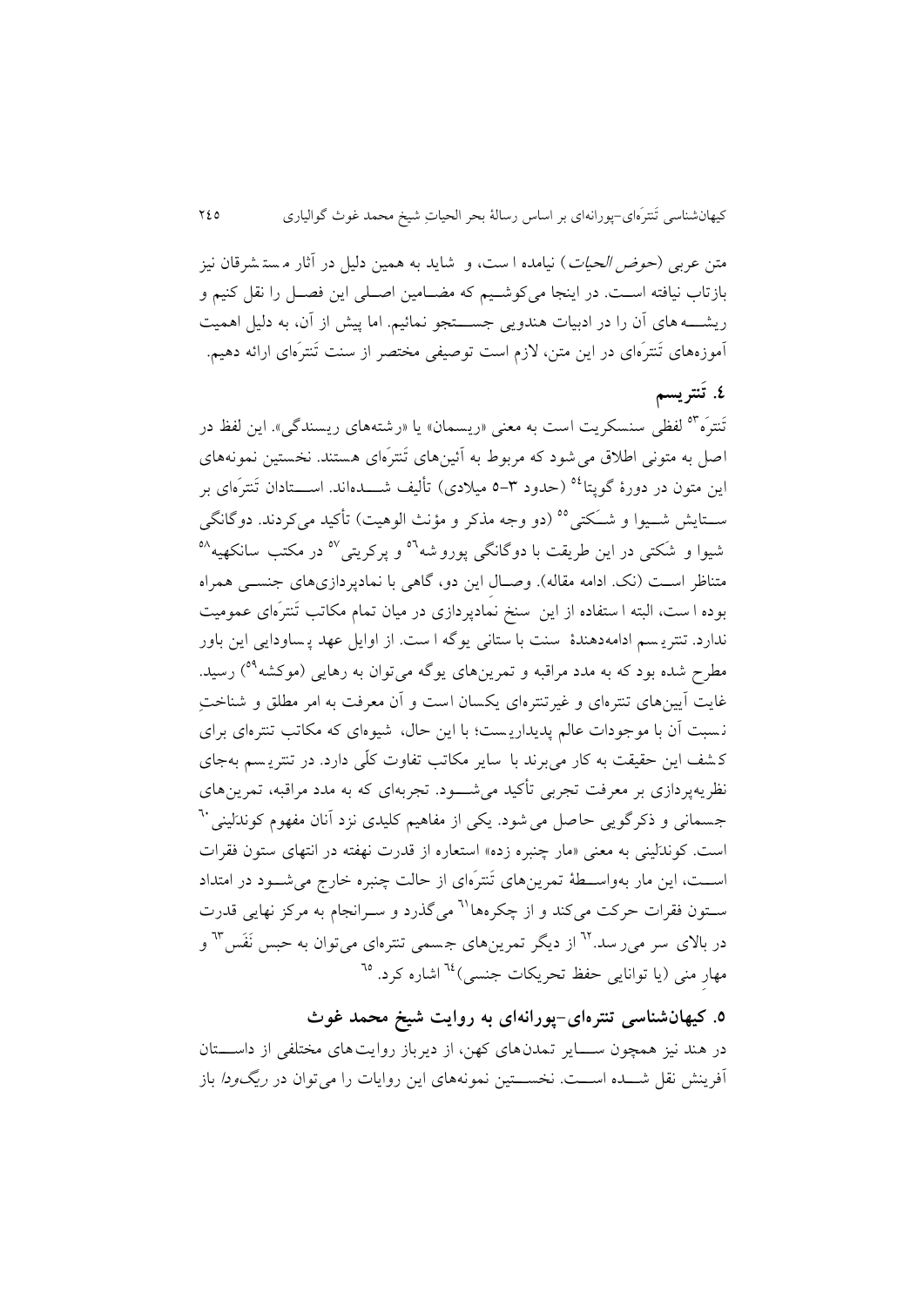متن عربی (*حوض الحیات*) نیامده است، و شاید به همین دلیل در آثار مستشرقان نیز بازتاب نیافته است. در اینجا می‌کوشیم که مضامین اصلی این فصل را نقل کنیم و ریشه‌های آن را در ادبیات هندویی جستجو نمائیم. اما پیش از آن، به دلیل اهمیت آموزه‌های تَنتَره‌ای در این متن، لازم است توصیفی مختصر از سنت تَنتَره‌ای ارائه دهیم.

## ٤. تَنتریسم

تَنتَرَه[٥٣] لفظی سنسکریت است به معنی «ریسمان» یا «رشته‌های ریسندگی». این لفظ در اصل به متونی اطلاق می‌شود که مربوط به آئین‌های تَنتَره‌ای هستند. نخستین نمونه‌های این متون در دورهٔ گوپتا[٥٤] (حدود ٣-٥ میلادی) تألیف شده‌اند. استادان تَنتَره‌ای بر ستایش شیوا و شَکتی[٥٥] (دو وجه مذکر و مؤنث الوهیت) تأکید می‌کردند. دوگانگی شیوا و شَکتی در این طریقت با دوگانگی پوروشه[٥٦] و پرکریتی[٥٧] در مکتب سانکهیه[٥٨] متناظر است (نک. ادامه مقاله). وصال این دو، گاهی با نمادپردازی‌های جنسی همراه بوده است، البته استفاده از این سنخ نمادپردازی در میان تمام مکاتب تَنتَره‌ای عمومیت ندارد. تنتریسم ادامه‌دهندهٔ سنت باستانی یوگه است. از اوایل عهد پساودایی این باور مطرح شده بود که به مدد مراقبه و تمرین‌های یوگه می‌توان به رهایی (موکشه[٥٩]) رسید. غایت آیین‌های تنتره‌ای و غیرتنتره‌ای یکسان است و آن معرفت به امر مطلق و شناختِ نسبت آن با موجودات عالم پدیداری‌ست؛ با این حال، شیوه‌ای که مکاتب تنتره‌ای برای کشف این حقیقت به کار می‌برند با سایر مکاتب تفاوت کلّی دارد. در تنتریسم به‌جای نظریه‌پردازی بر معرفت تجربی تأکید می‌شود. تجربه‌ای که به مدد مراقبه، تمرین‌های جسمانی و ذکرگویی حاصل می‌شود. یکی از مفاهیم کلیدی نزد آنان مفهوم کونډَلینی[٦٠] است. کونډَلینی به معنی «مار چنبره زده» استعاره از قدرت نهفته در انتهای ستون فقرات است، این مار به‌واسطهٔ تمرین‌های تَنتَره‌ای از حالت چنبره خارج می‌شود در امتداد ستون فقرات حرکت می‌کند و از چکره‌ها[٦١] می‌گذرد و سرانجام به مرکز نهایی قدرت در بالای سر می‌رسد.[٦٢] از دیگر تمرین‌های جسمی تنتره‌ای می‌توان به حبس نَفَس[٦٣] و مهارِ منی (یا توانایی حفظ تحریکات جنسی)[٦٤] اشاره کرد.[٦٥]

## ٥. کیهان‌شناسی تنتره‌ای-پورانه‌ای به روایت شیخ محمد غوث

در هند نیز همچون سایر تمدن‌های کهن، از دیرباز روایت‌های مختلفی از داستان آفرینش نقل شده است. نخستین نمونه‌های این روایات را می‌توان در *ریگ‌ودا* باز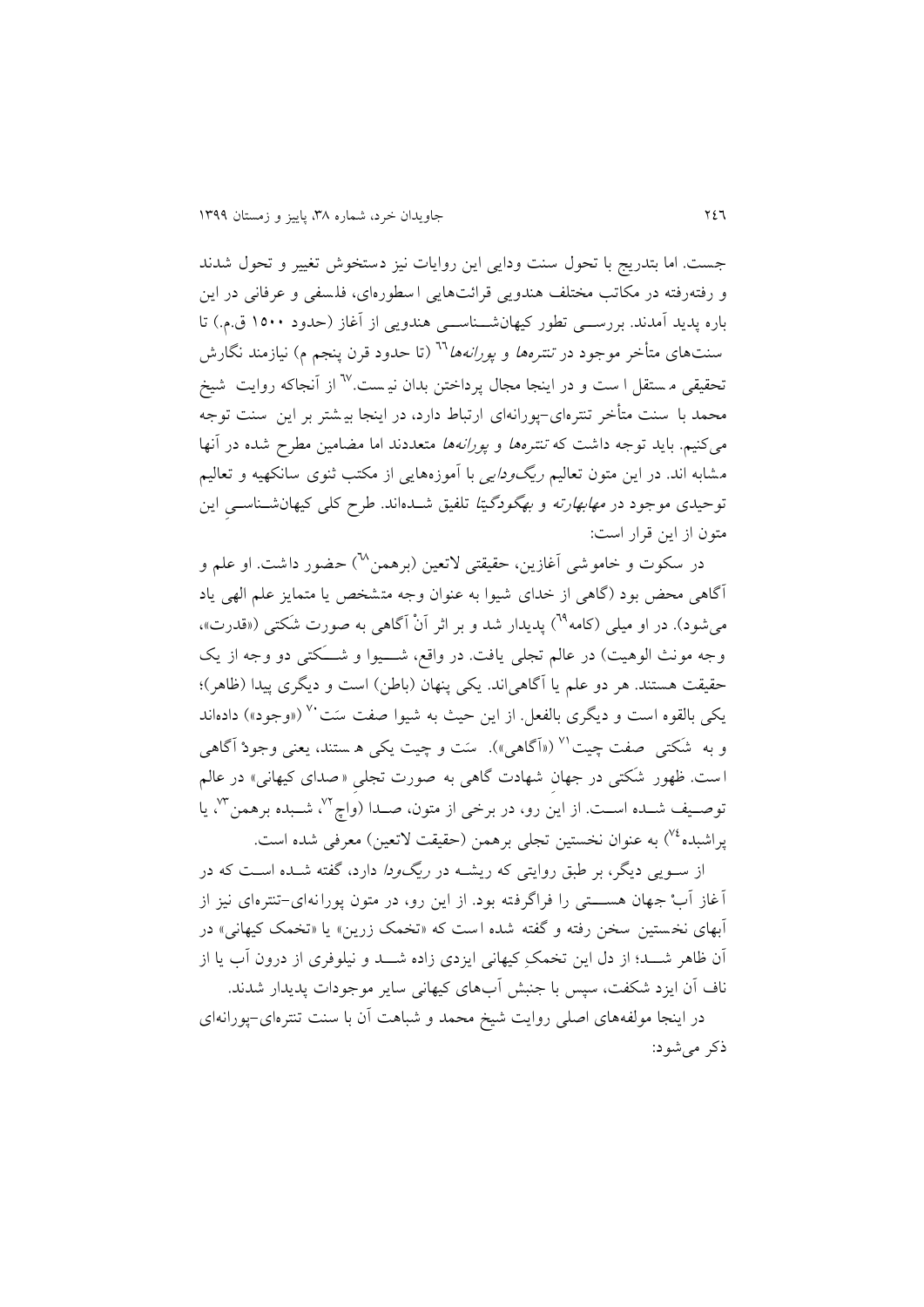جست. اما بتدریج با تحول سنت ودایی این روایات نیز دستخوش تغییر و تحول شدند و رفته‌رفته در مکاتب مختلف هندویی قرائت‌هایی اسطوره‌ای، فلسفی و عرفانی در این باره پدید آمدند. بررسی تطور کیهان‌شناسی هندویی از آغاز (حدود ۱۵۰۰ ق.م.) تا سنت‌های متأخر موجود در *تنتره‌ها* و *پورانه‌ها*[66] (تا حدود قرن پنجم م) نیازمند نگارش تحقیقی مستقل است و در اینجا مجال پرداختن بدان نیست.[67] از آنجاکه روایت شیخ محمد با سنت متأخر تنتره‌ای-پورانه‌ای ارتباط دارد، در اینجا بیشتر بر این سنت توجه می‌کنیم. باید توجه داشت که *تنتره‌ها* و *پورانه‌ها* متعددند اما مضامین مطرح شده در آنها مشابه اند. در این متون تعالیم *ریگ‌ودایی* با آموزه‌هایی از مکتب ثنوی سانکهیه و تعالیم توحیدی موجود در *مهابهارته* و *بهگودگیتا* تلفیق شده‌اند. طرح کلی کیهان‌شناسیِ این متون از این قرار است:

در سکوت و خاموشی آغازین، حقیقتی لاتعین (برهمن[68]) حضور داشت. او علم و آگاهی محض بود (گاهی از خدای شیوا به عنوان وجه متشخص یا متمایز علم الهی یاد می‌شود). در او میلی (کامه[69]) پدیدار شد و بر اثر آن آگاهی به صورت شَکتی («قدرت»، وجه مونث الوهیت) در عالم تجلی یافت. در واقع، شیوا و شکتی دو وجه از یک حقیقت هستند. هر دو علم یا آگاهی‌اند. یکی پنهان (باطن) است و دیگری پیدا (ظاهر)؛ یکی بالقوه است و دیگری بالفعل. از این حیث به شیوا صفت سَت[70] («وجود») داده‌اند و به شَکتی صفت چیت[71] («آگاهی»). سَت و چیت یکی هستند، یعنی وجودْ آگاهی است. ظهور شَکتی در جهانِ شهادت گاهی به صورت تجلیِ «صدای کیهانی» در عالم توصیف شده است. از این رو، در برخی از متون، صدا (واچ[72]، شبده برهمن[73]، یا پراشبده[74]) به عنوان نخستین تجلی برهمن (حقیقت لاتعین) معرفی شده است.

از سویی دیگر، بر طبق روایتی که ریشه در *ریگ‌ودا* دارد، گفته شده است که در آغاز آبْ جهان هستی را فراگرفته بود. از این رو، در متون پورانه‌ای-تنتره‌ای نیز از آبهای نخستین سخن رفته و گفته شده است که «تخمک زرین» یا «تخمک کیهانی» در آن ظاهر شد؛ از دل این تخمکِ کیهانی ایزدی زاده شد و نیلوفری از درون آب یا از ناف آن ایزد شکفت، سپس با جنبش آب‌های کیهانی سایر موجودات پدیدار شدند.

در اینجا مولفه‌های اصلی روایت شیخ محمد و شباهت آن با سنت تنتره‌ای-پورانه‌ای ذکر می‌شود: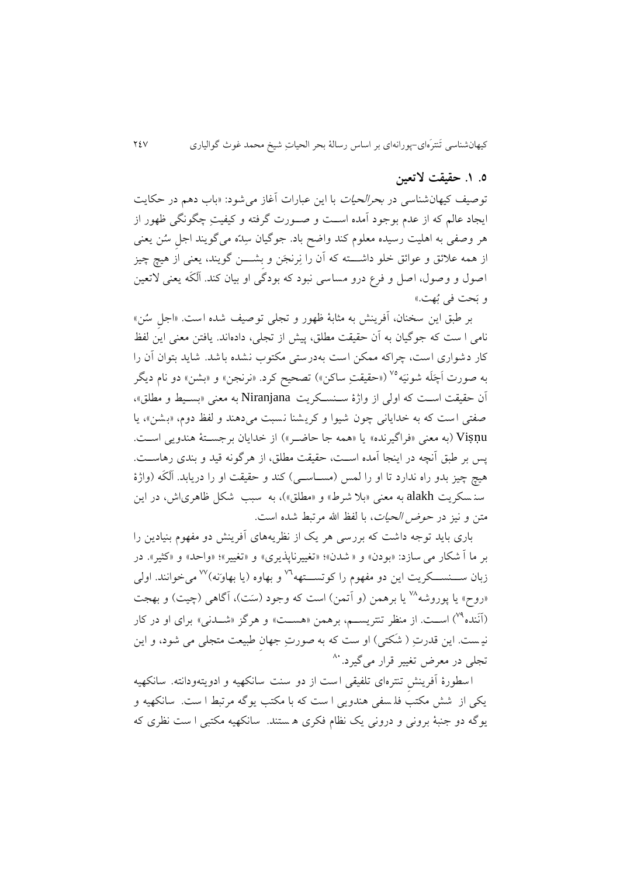## ۵. ۱. حقیقت لاتعین

توصیف کیهان‌شناسی در *بحرالحیات* با این عبارات آغاز می‌شود: «باب دهم در حکایت ایجاد عالم که از عدم بوجود آمده اســت و صــورت گرفته و کیفیتِ چگونگی ظهور از هر وصفی به اهلیت رسیده معلوم کند واضح باد. جوگیان سِدّه می‌گویند اجلِ سُن یعنی از همه علائق و عوائق خلو داشــته که آن را نِرنجَن و بِشـــن گویند، یعنی از هیچ چیز اصول و وصول، اصل و فرع درو مساسی نبود که بودگی او بیان کند. اَلَکَه یعنی لاتعین و بَحت فی بُهت.»

بر طبق این سخنان، آفرینش به مثابهٔ ظهور و تجلی توصیف شده است. «اجلِ سُن» نامی است که جوگیان به آن حقیقت مطلق، پیش از تجلی، داده‌اند. یافتن معنی این لفظ کار دشواری است، چراکه ممکن است به‌درستی مکتوب نشده باشد. شاید بتوان آن را به صورت اَچَلَه شونیَه[۷۵] («حقیقتِ ساکن») تصحیح کرد. «نرنجن» و «بشن» دو نام دیگر آن حقیقت اســت که اولی از واژهٔ ســنسـکریت Niranjana به معنی «بســیط و مطلق»، صفتی است که به خدایانی چون شیوا و کریشنا نسبت می‌دهند و لفظ دوم، «بشن»، یا Viṣṇu (به معنی «فراگیرنده» یا «همه جا حاضــر») از خدایان برجســتهٔ هندویی اســت. پس بر طبق آنچه در اینجا آمده اســت، حقیقت مطلق، از هرگونه قید و بندی رهاســت. هیچ چیز بدو راه ندارد تا او را لمس (مســاســی) کند و حقیقت او را دریابد. اَلَکَه (واژهٔ سنسکریت alakh به معنی «بلا شرط» و «مطلق»)، به سبب شکل ظاهری‌اش، در این متن و نیز در *حوض الحیات*، با لفظ الله مرتبط شده است.

باری باید توجه داشت که بررسی هر یک از نظریه‌های آفرینش دو مفهوم بنیادین را بر ما آشکار می‌سازد: «بودن» و «شدن»؛ «تغییرناپذیری» و «تغییر»؛ «واحد» و «کثیر». در زبان ســـنســـکریت این دو مفهوم را کوتســـتهه[۷۶] و بهاوه (یا بهاوَنه)[۷۷] می‌خوانند. اولی «روح» یا پوروشه[۷۸] یا برهمن (و آتمن) است که وجود (سَت)، آگاهی (چیت) و بهجت (آنَنده[۷۹]) اســت. از منظر تنتریســم، برهمن «هســت» و هرگز «شــدنی» برای او در کار نیست. این قدرتِ (شَکتی) او ست که به صورتِ جهانِ طبیعت متجلی می شود، و این تجلی در معرض تغییر قرار می‌گیرد.[۸۰]

اسطورهٔ آفرینشِ تنتره‌ای تلفیقی است از دو سنت سانکهیه و ادویته‌ودانته. سانکهیه یکی از شش مکتبِ فلسفی هندویی است که با مکتب یوگه مرتبط است. سانکهیه و یوگه دو جنبهٔ برونی و درونی یک نظام فکری هستند. سانکهیه مکتبی است نظری که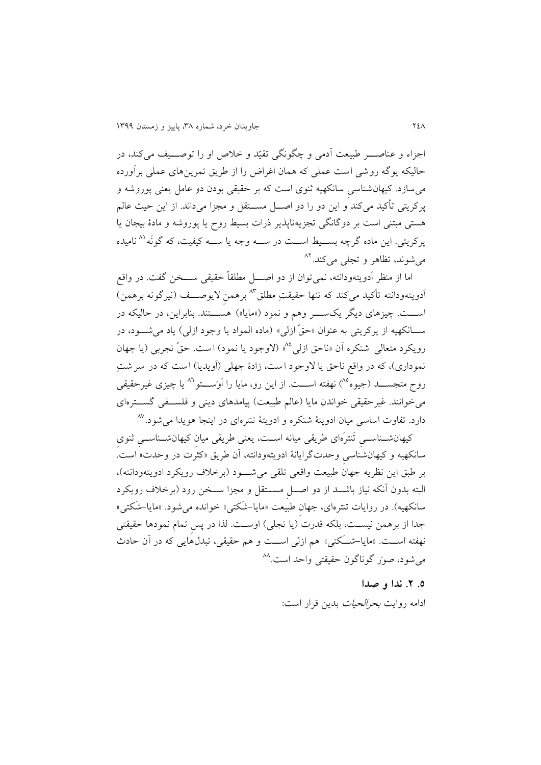اجزاء و عناصر طبیعت آدمی و چگونگی تقیّد و خلاص او را توصیف می‌کند، در حالیکه یوگه روشی است عملی که همان اغراض را از طریق تمرین‌های عملی برآورده می‌سازد. کیهان‌شناسیِ سانکهیه ثنوی است که بر حقیقی بودن دو عامل یعنی پوروشه و پرکریتی تأکید می‌کند و این دو را دو اصل مستقل و مجزا می‌داند. از این حیث عالم هستی مبتنی است بر دوگانگی تجزیه‌ناپذیر ذرات بسیط روح یا پوروشه و مادهٔ بیجان یا پرکریتی. این ماده گرچه بسیط است در سه وجه یا سه کیفیت، که گونَه[81] نامیده می‌شوند، تظاهر و تجلی می‌کند.[82]

اما از منظر اَدویته‌ودانته، نمی‌توان از دو اصل مطلقاً حقیقی سخن گفت. در واقع اَدویته‌ودانته تأکید می‌کند که تنها حقیقتِ مطلق[83] برهمنِ لایوصف (نیرگونه برهمن) است. چیزهای دیگر یکسر وهم و نمود («مایا») هستند. بنابراین، در حالیکه در سانکهیه از پرکریتی به عنوان «حقّ ازلی» (ماده المواد یا وجود ازلی) یاد می‌شود، در رویکرد متعالی شنکره آن «ناحق ازلی[84]» (لاوجود یا نمود) است. حقّ تجربی (یا جهان نموداری)، که در واقع ناحق یا لاوجود است، زادهٔ جهلی (اَویدیا) است که در سرشتِ روح متجسد (جیوه[85]) نهفته است. از این رو، مایا را اَوَستو[86] یا چیزی غیرحقیقی می‌خوانند. غیرحقیقی خواندن مایا (عالم طبیعت) پیامدهای دینی و فلسفی گسترده‌ای دارد. تفاوت اساسی میان ادویتهٔ شنکره و ادویتهٔ تنتره‌ای در اینجا هویدا می‌شود.[87]

کیهان‌شناسی تَنترَه‌ای طریقی میانه است، یعنی طریقی میان کیهان‌شناسی ثنوی سانکهیه و کیهان‌شناسی وحدت‌گرایانهٔ ادویته‌ودانته، آن طریق «کثرت در وحدت» است. بر طبق این نظریه جهان طبیعت واقعی تلقی می‌شود (برخلاف رویکرد ادویته‌ودانته)، البته بدون آنکه نیاز باشد از دو اصلِ مستقل و مجزا سخن رود (برخلاف رویکرد سانکهیه). در روایات تنتره‌ای، جهان طبیعت «مایا-شَکتی» خوانده می‌شود. «مایا-شَکتی» جدا از برهمن نیست، بلکه قدرت (یا تجلی) اوست. لذا در پس تمام نمودها حقیقتی نهفته است. «مایا-شَکتی» هم ازلی است و هم حقیقی، تبدل‌هایی که در آن حادث می‌شود، صوَر گوناگون حقیقتی واحد است.[88]

## ۵. ۲. ندا و صدا

ادامه روایت *بحرالحیات* بدین قرار است: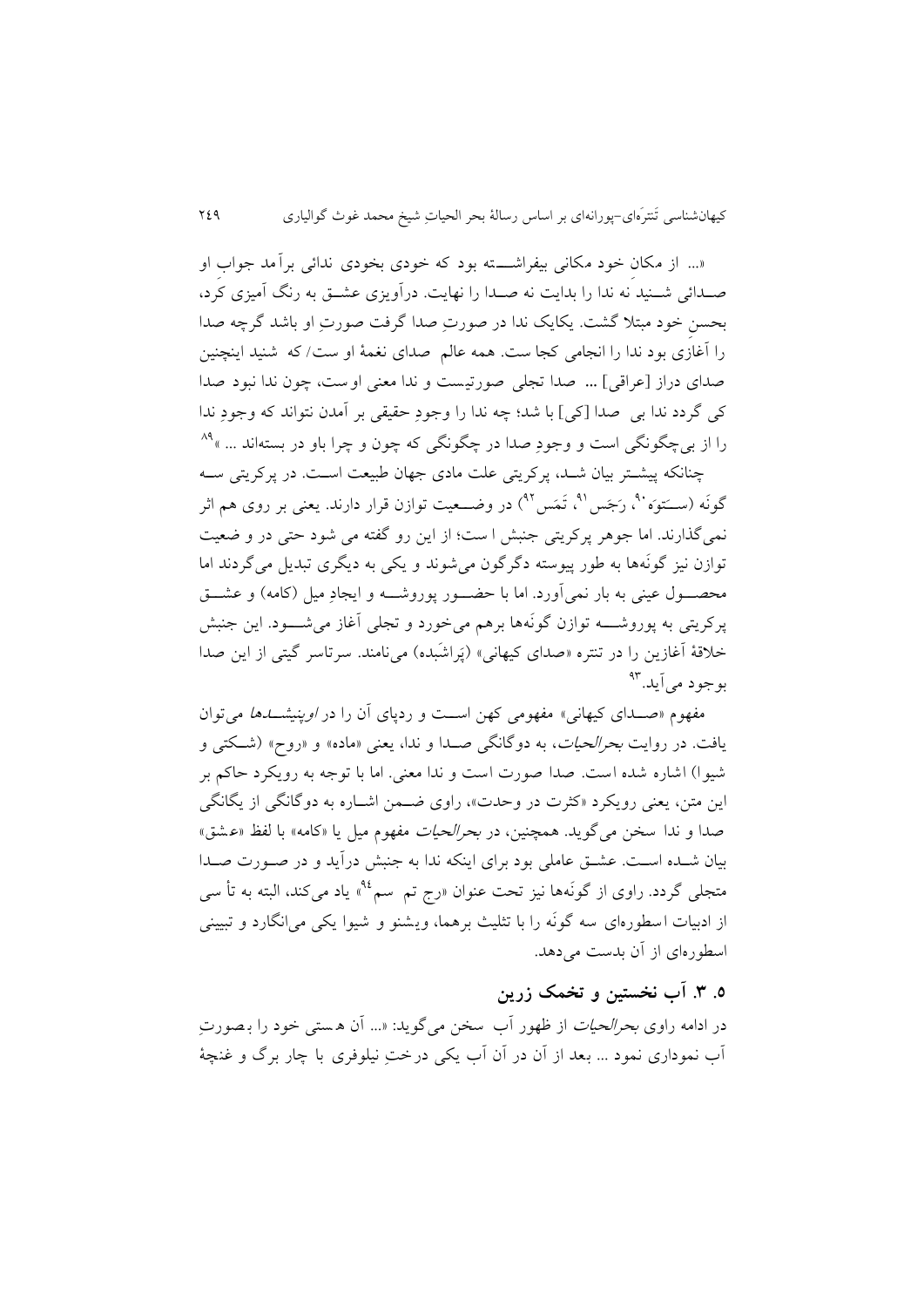«... از مکان خود مکانی بیفراشـــته بود که خودی بخودی ندائی برآمد جوابِ او صـدائی شـنید نه ندا را بدایت نه صـدا را نهایت. درآویزی عشـق به رنگ آمیزی کرد، بحسنِ خود مبتلا گشت. یکایک ندا در صورتِ صدا گرفت صورتِ او باشد گرچه صدا را آغازی بود ندا را انجامی کجا ست. همه عالم صدای نغمهٔ او ست/ که شنید اینچنین صدای دراز [عراقی] ... صدا تجلی صورتیست و ندا معنی او ست، چون ندا نبود صدا کی گردد ندا بی صدا [کی] با شد؛ چه ندا را وجودِ حقیقی بر آمدن نتواند که وجودِ ندا را از بی‌چگونگی است و وجودِ صدا در چگونگی که چون و چرا باو در بسته‌اند ...»[89]

چنانکه پیشـتر بیان شـد، پرکریتی علت مادی جهان طبیعت اسـت. در پرکریتی سـه گونَه (سـَتوَه[90]، رَجَس[91]، تَمَس[92]) در وضـعیت توازن قرار دارند. یعنی بر روی هم اثر نمی‌گذارند. اما جوهر پرکریتی جنبش ا ست؛ از این رو گفته می شود حتی در و ضعیت توازن نیز گونَه‌ها به طور پیوسته دگرگون می‌شوند و یکی به دیگری تبدیل می‌گردند اما محصـول عینی به بار نمی‌آورد. اما با حضـور پوروشـه و ایجادِ میل (کامه) و عشـق پرکریتی به پوروشـه توازن گونَه‌ها برهم می‌خورد و تجلی آغاز می‌شـود. این جنبش خلاقهٔ آغازین را در تنتره «صدای کیهانی» (پَراشَبده) می‌نامند. سرتاسر گیتی از این صدا بوجود می‌آید.[93]

مفهوم «صـدای کیهانی» مفهومی کهن اسـت و ردپای آن را در *اوپنیشـدها* می‌توان یافت. در روایت *بحرالحیات*، به دوگانگی صـدا و ندا، یعنی «ماده» و «روح» (شـکتی و شیوا) اشاره شده است. صدا صورت است و ندا معنی. اما با توجه به رویکرد حاکم بر این متن، یعنی رویکرد «کثرت در وحدت»، راوی ضـمن اشـاره به دوگانگی از یگانگی صدا و ندا سخن می‌گوید. همچنین، در *بحرالحیات* مفهوم میل یا «کامه» با لفظ «عشق» بیان شـده اسـت. عشـق عاملی بود برای اینکه ندا به جنبش درآید و در صـورت صـدا متجلی گردد. راوی از گونَه‌ها نیز تحت عنوان «رج تم سم[94]» یاد می‌کند، البته به تأ سی از ادبیات اسطوره‌ای سه گونَه را با تثلیث برهما، ویشنو و شیوا یکی می‌انگارد و تبیینی اسطوره‌ای از آن بدست می‌دهد.

## ۵. ۳. آب نخستین و تخمک زرین

در ادامه راوی *بحرالحیات* از ظهور آب سخن می‌گوید: «... آن هستی خود را بصورتِ آب نموداری نمود ... بعد از آن در آن آب یکی درختِ نیلوفری با چار برگ و غنچهٔ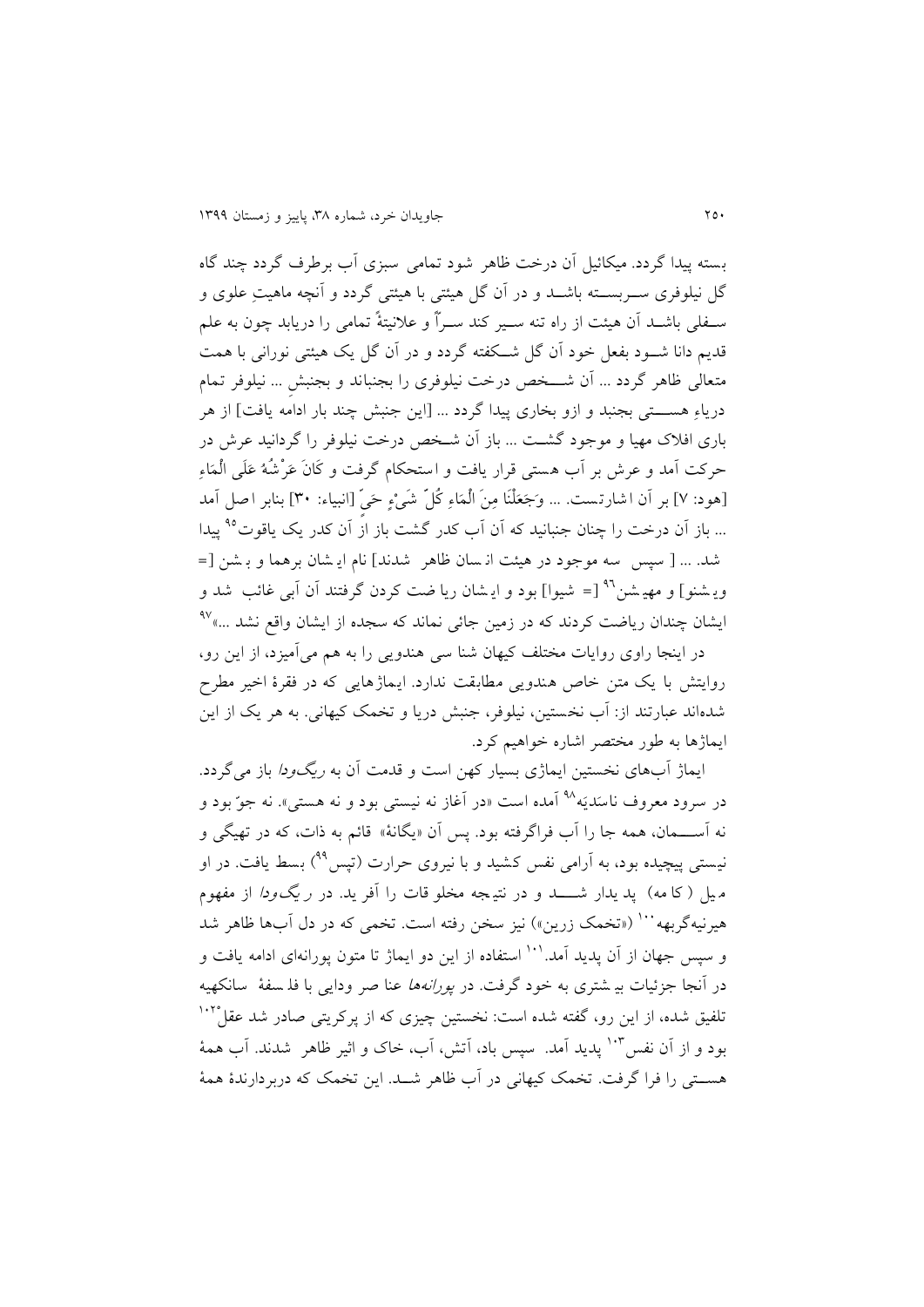بسته پیدا گردد. میکائیل آن درخت ظاهر شود تمامی سبزی آب برطرف گردد چند گاه گل نیلوفری سربسته باشد و در آن گل هیئتی با هیئتی گردد و آنچه ماهیتِ علوی و سفلی باشد آن هیئت از راه تنه سیر کند سراً و علانیتةً تمامی را دریابد چون به علم قدیم دانا شود بفعل خود آن گل شکفته گردد و در آن گل یک هیئتی نورانی با همت متعالی ظاهر گردد ... آن شخص درخت نیلوفری را بجنباند و بجنبشِ ... نیلوفر تمام دریاءِ هستی بجنبد و ازو بخاری پیدا گردد ... [این جنبش چند بار ادامه یافت] از هر باری افلاک مهیا و موجود گشت ... باز آن شخص درخت نیلوفر را گردانید عرش در حرکت آمد و عرش بر آب هستی قرار یافت و استحکام گرفت و كَانَ عَرْشُهُ عَلَى الْمَاءِ [هود: ۷] بر آن اشارتست. ... وَجَعَلْنَا مِنَ الْمَاءِ كُلَّ شَيْءٍ حَيٍّ [انبیاء: ۳۰] بنابر اصل آمد ... باز آن درخت را چنان جنبانید که آن آب کدر گشت باز از آن کدر یک یاقوت[95] پیدا شد. ... [ سپس سه موجود در هیئت انسان ظاهر شدند] نام ایشان برهما و بشن [= ویشنو] و مهیشن[96] [= شیوا] بود و ایشان ریاضت کردن گرفتند آن آبی غائب شد و ایشان چندان ریاضت کردند که در زمین جائی نماند که سجده از ایشان واقع نشد ...»[97]

در اینجا راوی روایات مختلف کیهان شناسی هندویی را به هم می‌آمیزد، از این رو، روایتش با یک متن خاص هندویی مطابقت ندارد. ایماژهایی که در فقرهٔ اخیر مطرح شده‌اند عبارتند از: آب نخستین، نیلوفر، جنبش دریا و تخمک کیهانی. به هر یک از این ایماژها به طور مختصر اشاره خواهیم کرد.

ایماژ آب‌های نخستین ایماژی بسیار کهن است و قدمت آن به *ریگ‌ودا* باز می‌گردد. در سرود معروف ناسَدیَه[98] آمده است «در آغاز نه نیستی بود و نه هستی». نه جوّ بود و نه آسمان، همه جا را آب فراگرفته بود. پس آن «یگانه» قائم به ذات، که در تهیگی و نیستی پیچیده بود، به آرامی نفس کشید و با نیروی حرارت (تپس[99]) بسط یافت. در او میل (کامه) پدیدار شد و در نتیجه مخلوقات را آفرید. در *ریگ‌ودا* از مفهوم هیرنیه‌گربهه[100] («تخمک زرین») نیز سخن رفته است. تخمی که در دل آب‌ها ظاهر شد و سپس جهان از آن پدید آمد.[101] استفاده از این دو ایماژ تا متون پورانه‌ای ادامه یافت و در آنجا جزئیات بیشتری به خود گرفت. در *پورانه‌ها* عناصر ودایی با فلسفهٔ سانکهیه تلفیق شده، از این رو، گفته شده است: نخستین چیزی که از پرکریتی صادر شد عقل[102] بود و از آن نفس[103] پدید آمد. سپس باد، آتش، آب، خاک و اثیر ظاهر شدند. آب همهٔ هستی را فرا گرفت. تخمک کیهانی در آب ظاهر شد. این تخمک که دربردارندهٔ همهٔ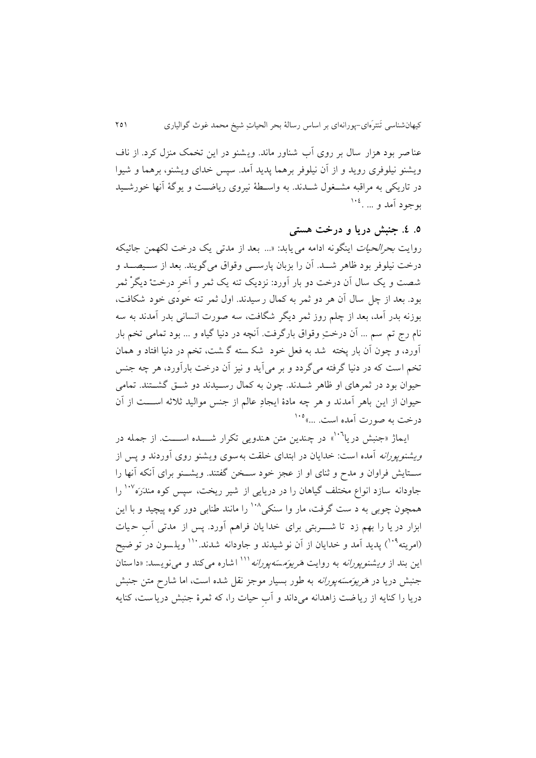عناصر بود هزار سال بر روی آب شناور ماند. ویشنو در این تخمک منزل کرد. از ناف ویشنو نیلوفری روید و از آن نیلوفر برهما پدید آمد. سپس خدای ویشنو، برهما و شیوا در تاریکی به مراقبه مشغول شدند. به واسطهٔ نیروی ریاضت و یوگهٔ آنها خورشید بوجود آمد و ... .[104]

## ۵. ۴. جنبش دریا و درخت هستی

روایت *بحرالحیات* اینگونه ادامه می‌یابد: «... بعد از مدتی یک درخت لکهمن جائیکه درخت نیلوفر بود ظاهر شد. آن را بزبان پارسی وقواق می‌گویند. بعد از سیصد و شصت و یک سال آن درخت دو بار آورد: نزدیک تنه یک ثمر و آخرِ درختْ دیگرْ ثمر بود. بعد از چل سال آن هر دو ثمر به کمال رسیدند. اول ثمر تنه خودی خود شکافت، بوزنه بدر آمد، بعد از چلم روز ثمر دیگر شگافت، سه صورت انسانی بدر آمدند به سه نام رج تم سم ... آن درختِ وقواق بارگرفت. آنچه در دنیا گیاه و ... بود تمامی تخم بار آورد، و چون آن بار پخته شد به فعل خود شکسته گشت، تخم در دنیا افتاد و همان تخم است که در دنیا گرفته می‌گردد و بر می‌آید و نیز آن درخت بارآورد، هر چه جنس حیوان بود در ثمرهای او ظاهر شدند. چون به کمال رسیدند دو شق گشتند. تمامی حیوان از این باهر آمدند و هر چه مادهٔ ایجادِ عالم از جنس موالید ثلاثه است از آن درخت به صورت آمده است. ...»[105]

ایماژ «جنبش دریا[106]» در چندین متن هندویی تکرار شده است. از جمله در *ویشنوپورانه* آمده است: خدایان در ابتدای خلقت به‌سوی ویشنو روی آوردند و پس از ستایش فراوان و مدح و ثنای او از عجز خود سخن گفتند. ویشنو برای آنکه آنها را جاودانه سازد انواع مختلف گیاهان را در دریایی از شیر ریخت، سپس کوه مندَرَه[107] را همچون چوبی به دست گرفت، مار وا سنکی[108] را مانند طنابی دور کوه پیچید و با این ابزار دریا را بهم زد تا شربتی برای خدایان فراهم آورد. پس از مدتی آبِ حیات (امریته[109]) پدید آمد و خدایان از آن نوشیدند و جاودانه شدند.[110] ویلسون در توضیح این بند از *ویشنوپورانه* به روایت *هَریوَمسَه‌پورانه*[111] اشاره می‌کند و می‌نویسد: «داستان جنبش دریا در *هَریوَمسَه‌پورانه* به طور بسیار موجز نقل شده است، اما شارح متن جنبش دریا را کنایه از ریاضت زاهدانه می‌داند و آبِ حیات را، که ثمرهٔ جنبش دریاست، کنایه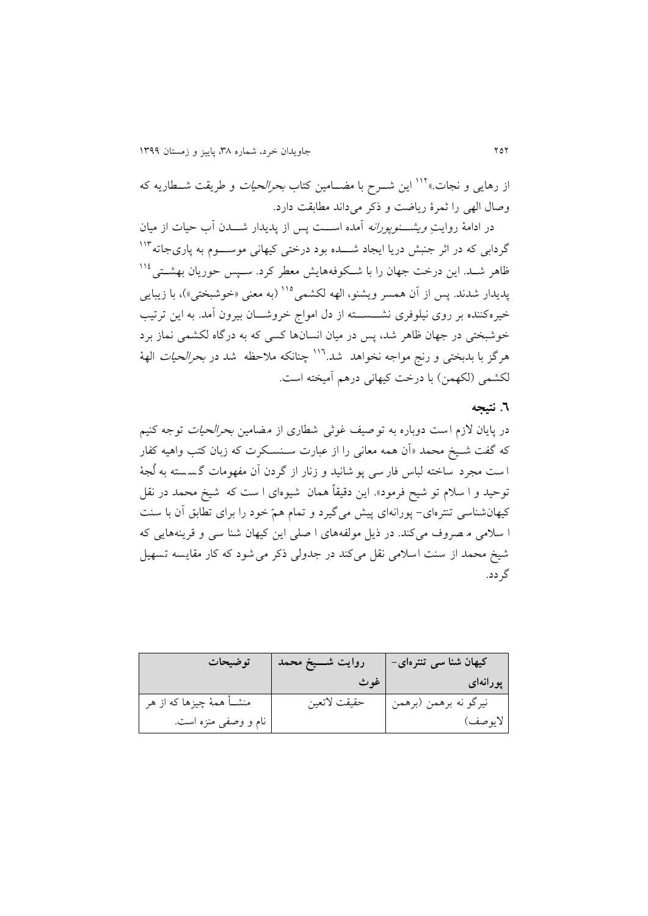از رهایی و نجات.»[112] این شرح با مضامین کتاب *بحرالحیات* و طریقت شطاریه که وصال الهی را ثمرهٔ ریاضت و ذکر می‌داند مطابقت دارد.

در ادامهٔ روایتِ *ویشنوپورانه* آمده است پس از پدیدار شدن آب حیات از میان گردابی که در اثر جنبش دریا ایجاد شده بود درختی کیهانی موسوم به پاری‌جاته[113] ظاهر شد. این درخت جهان را با شکوفه‌هایش معطر کرد. سپس حوریان بهشتی[114] پدیدار شدند. پس از آن همسر ویشنو، الهه لکشمی[115] (به معنی «خوشبختی»)، با زیبایی خیره‌کننده بر روی نیلوفری نشسته از دل امواج خروشان بیرون آمد. به این ترتیب خوشبختی در جهان ظاهر شد، پس در میان انسان‌ها کسی که به درگاه لکشمی نماز برد هرگز با بدبختی و رنج مواجه نخواهد شد.[116] چنانکه ملاحظه شد در *بحرالحیات* الههٔ لکشمی (لکهمن) با درخت کیهانی درهم آمیخته است.

## ۶. نتیجه

در پایان لازم است دوباره به توصیف غوثی شطاری از مضامین *بحرالحیات* توجه کنیم که گفت شیخ محمد «آن همه معانی را از عبارت سنسکرت که زبان کتب واهیه کفار است مجرد ساخته لباس فارسی پوشانید و زنار از گردن آن مفهومات گسسته به لُجهٔ توحید و اسلام توشیح فرمود». این دقیقاً همان شیوه‌ای است که شیخ محمد در نقل کیهان‌شناسی تنتره‌ای- پورانه‌ای پیش می‌گیرد و تمام همّ خود را برای تطابق آن با سنت اسلامی مصروف می‌کند. در ذیل مولفه‌های اصلی این کیهان شناسی و قرینه‌هایی که شیخ محمد از سنت اسلامی نقل می‌کند در جدولی ذکر می‌شود که کار مقایسه تسهیل گردد.

| کیهان شناسی تنتره‌ای- پورانه‌ای | روایت شیخ محمد غوث | توضیحات |
|---|---|---|
| نیرگو نه برهمن (برهمن لایوصف) | حقیقت لاتعین | منشأ همهٔ چیزها که از هر نام و وصفی منزه است. |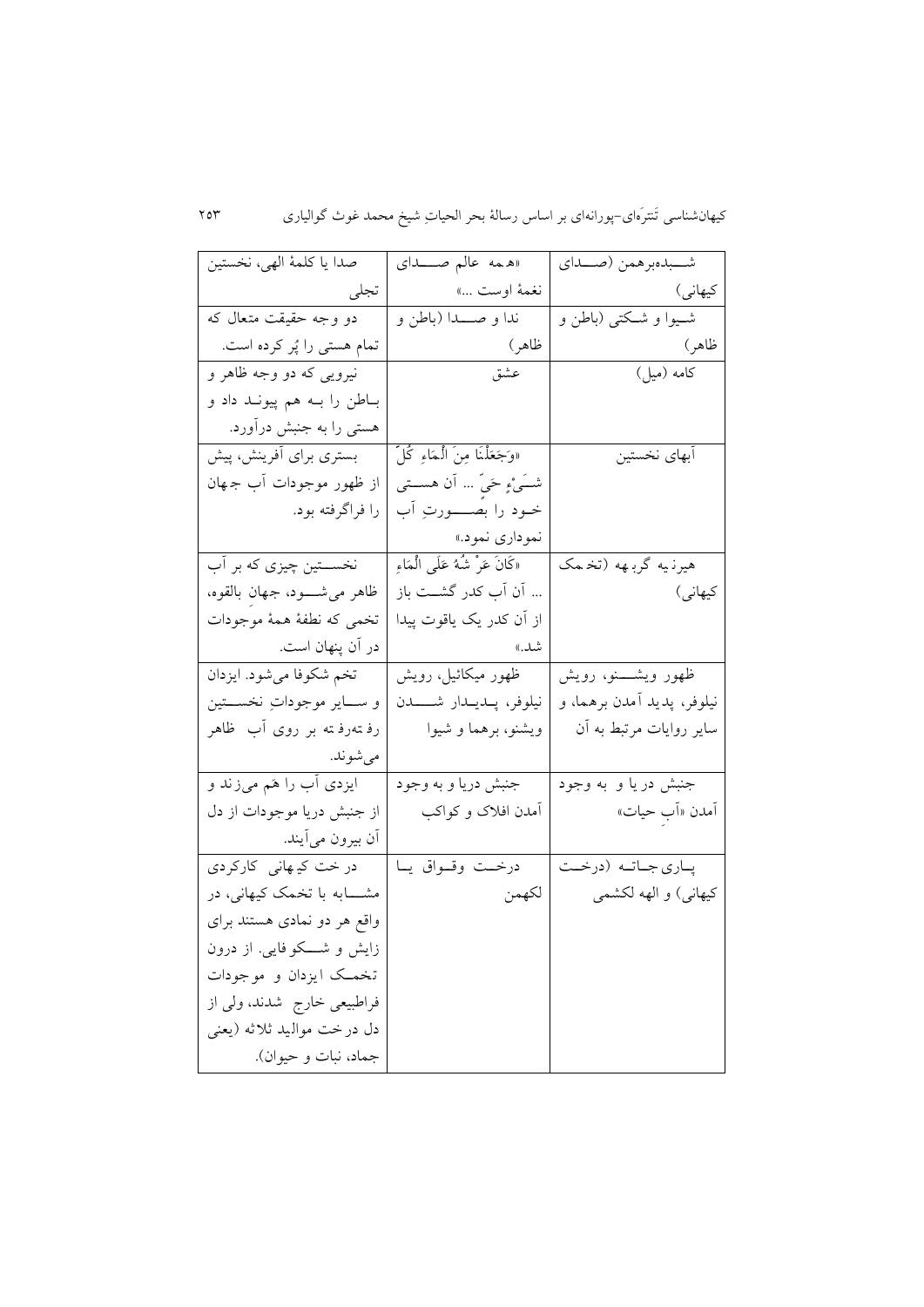| شبدبرهمن (صدای کیهانی) | «همه عالم صدای نغمهٔ اوست ...» | صدا یا کلمهٔ الهی، نخستین تجلی |
| --- | --- | --- |
| شیوا و شکتی (باطن و ظاهر) | ندا و صدا (باطن و ظاهر) | دو وجه حقیقت متعال که تمام هستی را پُر کرده است. |
| کامه (میل) | عشق | نیرویی که دو وجه ظاهر و باطن را به هم پیوند داد و هستی را به جنبش درآورد. |
| آبهای نخستین | «وَجَعَلْنَا مِنَ الْمَاءِ كُلَّ شَيْءٍ حَيٍّ ... آن هستی خود را بصورتِ آب نموداری نمود.» | بستری برای آفرینش، پیش از ظهور موجودات آب جهان را فراگرفته بود. |
| هیرنیه گربهه (تخمک کیهانی) | «كَانَ عَرْشُهُ عَلَى الْمَاءِ ... آن آب کدر گشت باز از آن کدر یک یاقوت پیدا شد.» | نخستین چیزی که بر آب ظاهر می‌شود، جهانِ بالقوه، تخمی که نطفهٔ همهٔ موجودات در آن پنهان است. |
| ظهور ویشنو، رویش نیلوفر، پدید آمدن برهما، و سایر روایات مرتبط به آن | ظهور میکائیل، رویش نیلوفر، پدیدار شدن ویشنو، برهما و شیوا | تخم شکوفا می‌شود. ایزدان و سایر موجوداتِ نخستین رفته‌رفته بر روی آب ظاهر می‌شوند. |
| جنبش دریا و به وجود آمدن «آبِ حیات» | جنبش دریا و به وجود آمدن افلاک و کواکب | ایزدی آب را هَم می‌زند و از جنبش دریا موجودات از دل آن بیرون می‌آیند. |
| پاری‌جاته (درخت کیهانی) و الهه لکشمی | درخت وقواق یا لکهمن | درخت کیهانی کارکردی مشابه با تخمک کیهانی، در واقع هر دو نمادی هستند برای زایش و شکوفایی. از درون تخمک ایزدان و موجودات فراطبیعی خارج شدند، ولی از دل درخت موالید ثلاثه (یعنی جماد، نبات و حیوان). |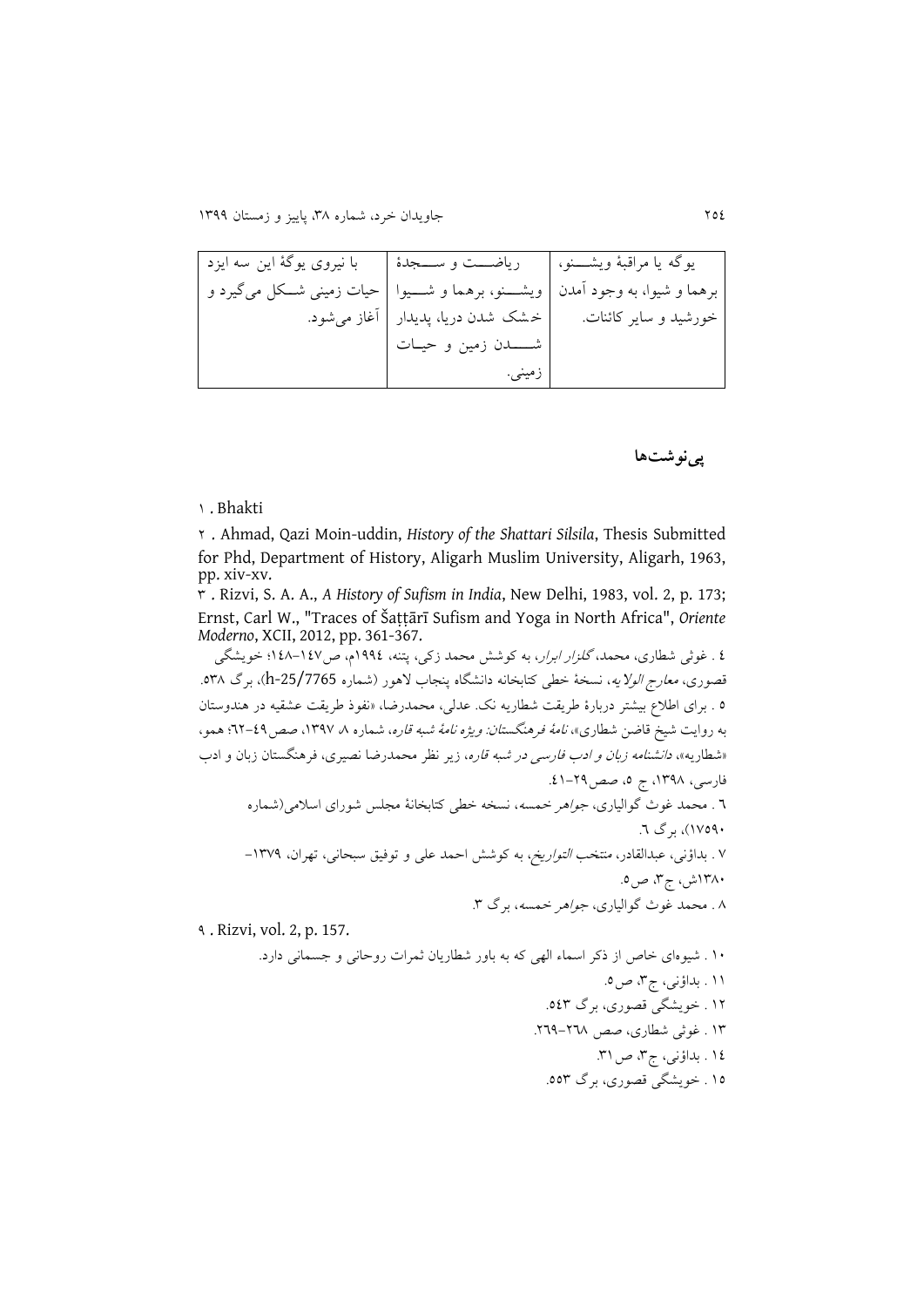| یوگه یا مراقبۀ ویشـــنو، برهما و شیوا، به وجود آمدن خورشید و سایر کائنات. | ریاضـــت و ســـجدۀ ویشـــنو، برهما و شـــیوا خشک شدن دریا، پدیدار شـــدن زمین و حیـات زمینی. | با نیروی یوگۀ این سه ایزد حیات زمینی شـکل می‌گیرد و آغاز می‌شود. |
|---|---|---|

## پی‌نوشت‌ها

۱ . Bhakti

۲ . Ahmad, Qazi Moin-uddin, *History of the Shattari Silsila*, Thesis Submitted for Phd, Department of History, Aligarh Muslim University, Aligarh, 1963, pp. xiv-xv.

۳ . Rizvi, S. A. A., *A History of Sufism in India*, New Delhi, 1983, vol. 2, p. 173; Ernst, Carl W., "Traces of Šaṭṭārī Sufism and Yoga in North Africa", *Oriente Moderno*, XCII, 2012, pp. 361-367.

٤ . غوثی شطاری، محمد، *گلزار ابرار*، به کوشش محمد زکی، پتنه، ١٩٩٤م، ص١٤٧–١٤٨؛ خویشگی قصوری، *معارج الولایه*، نسخۀ خطی کتابخانه دانشگاه پنجاب لاهور (شماره h-25/7765)، برگ ٥٣٨.

٥ . برای اطلاع بیشتر دربارۀ طریقت شطاریه نک. عدلی، محمدرضا، «نفوذ طریقت عشقیه در هندوستان به روایت شیخ قاضن شطاری»، *نامۀ فرهنگستان: ویژه نامۀ شبه قاره*، شماره ٨، ١٣٩٧، صص٤٩–٦٢؛ همو، «شطاریه»، *دانشنامه زبان و ادب فارسی در شبه قاره*، زیر نظر محمدرضا نصیری، فرهنگستان زبان و ادب فارسی، ١٣٩٨، ج ٥، صص٢٩–٤١.

٦ . محمد غوث گوالیاری، *جواهر خمسه*، نسخه خطی کتابخانۀ مجلس شورای اسلامی(شماره ١٧٥٩٠)، برگ ٦.

٧ . بداؤنی، عبدالقادر، *منتخب التواریخ*، به کوشش احمد علی و توفیق سبحانی، تهران، ١٣٧٩–١٣٨٠ش، ج٣، ص٥.

٨ . محمد غوث گوالیاری، *جواهر خمسه*، برگ ٣.

۹ . Rizvi, vol. 2, p. 157.

١٠ . شیوه‌ای خاص از ذکر اسماء الهی که به باور شطاریان ثمرات روحانی و جسمانی دارد.

١١ . بداؤنی، ج٣، ص٥.

١٢ . خویشگی قصوری، برگ ٥٤٣.

١٣ . غوثی شطاری، صص ٢٦٨–٢٦٩.

١٤ . بداؤنی، ج٣، ص٣١.

١٥ . خویشگی قصوری، برگ ٥٥٣.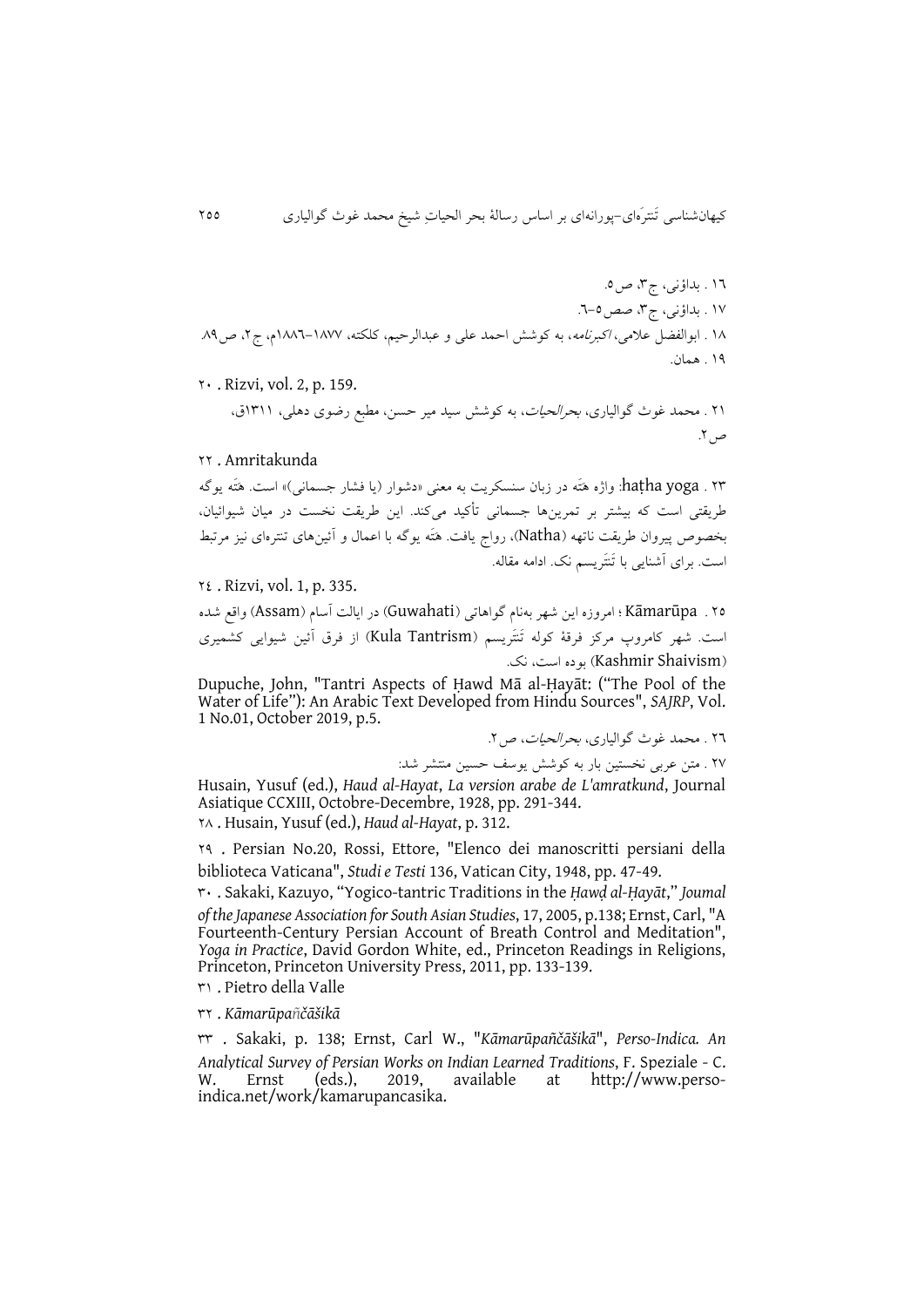۱٦ . بداؤنی، ج۳، ص۵.

۱۷ . بداؤنی، ج۳، صص۵–٦.

۱۸ . ابوالفضل علامی، *اکبرنامه*، به کوشش احمد علی و عبدالرحیم، کلکته، ۱۸۷۷–۱۸۸٦م، ج۲، ص۸۹.

۱۹ . همان.

۲۰ . Rizvi, vol. 2, p. 159.

۲۱ . محمد غوث گوالیاری، *بحرالحیات*، به کوشش سید میر حسن، مطبع رضوی دهلی، ۱۳۱۱ق، ص۲.

۲۲ . Amritakunda

۲۳ . haṭha yoga: واژه هَتَه در زبان سنسکریت به معنی «دشوار (یا فشار جسمانی)» است. هَتَه یوگه طریقتی است که بیشتر بر تمرین‌ها جسمانی تأکید می‌کند. این طریقت نخست در میان شیوائیان، بخصوص پیروان طریقت ناتهه (Natha)، رواج یافت. هَتَه یوگه با اعمال و آئین‌های تنتره‌ای نیز مرتبط است. برای آشنایی با تَنتَریسم نک. ادامه مقاله.

۲٤ . Rizvi, vol. 1, p. 335.

۲۵ . Kāmarūpa ؛ امروزه این شهر به‌نام گواهاتی (Guwahati) در ایالت آسام (Assam) واقع شده است. شهر کامروپ مرکز فرقهٔ کوله تَنتَریسم (Kula Tantrism) از فرق آئین شیوایی کشمیری (Kashmir Shaivism) بوده است، نک.

Dupuche, John, "Tantri Aspects of Ḥawd Mā al-Ḥayāt: ("The Pool of the Water of Life"): An Arabic Text Developed from Hindu Sources", *SAJRP*, Vol. 1 No.01, October 2019, p.5.

۲٦ . محمد غوث گوالیاری، *بحرالحیات*، ص۲.

۲۷ . متن عربی نخستین بار به کوشش یوسف حسین منتشر شد:

Husain, Yusuf (ed.), *Haud al-Hayat*, *La version arabe de L'amratkund*, Journal Asiatique CCXIII, Octobre-Decembre, 1928, pp. 291-344.

۲۸ . Husain, Yusuf (ed.), *Haud al-Hayat*, p. 312.

۲۹ . Persian No.20, Rossi, Ettore, "Elenco dei manoscritti persiani della biblioteca Vaticana", *Studi e Testi* 136, Vatican City, 1948, pp. 47-49.

۳۰ . Sakaki, Kazuyo, "Yogico-tantric Traditions in the *Ḥawḍ al-Ḥayāt*," *Joumal of the Japanese Association for South Asian Studies*, 17, 2005, p.138; Ernst, Carl, "A Fourteenth-Century Persian Account of Breath Control and Meditation", *Yoga in Practice*, David Gordon White, ed., Princeton Readings in Religions, Princeton, Princeton University Press, 2011, pp. 133-139.

۳۱ . Pietro della Valle

۳۲ . *Kāmarūpañčāšikā*

۳۳ . Sakaki, p. 138; Ernst, Carl W., "*Kāmarūpañčāšikā*", *Perso-Indica. An Analytical Survey of Persian Works on Indian Learned Traditions*, F. Speziale - C. W. Ernst (eds.), 2019, available at http://www.perso-indica.net/work/kamarupancasika.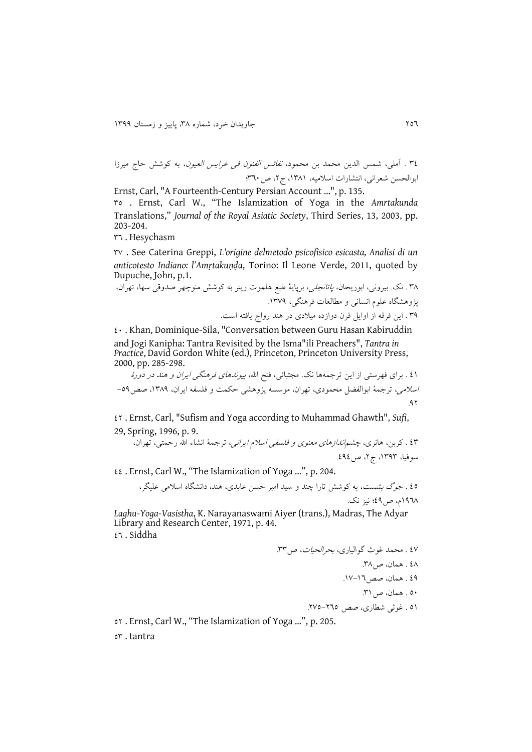٣٤ . آملی، شمس الدین محمد بن محمود، *نفائس الفنون فی عرایس العیون*، به کوشش حاج میرزا ابوالحسن شعرانی، انتشارات اسلامیه، ١٣٨١، ج٢، ص٣٦٠؛

Ernst, Carl, "A Fourteenth-Century Persian Account ...", p. 135.

٣٥ . Ernst, Carl W., "The Islamization of Yoga in the *Amrtakunda* Translations," *Journal of the Royal Asiatic Society*, Third Series, 13, 2003, pp. 203-204.

٣٦ . Hesychasm

٣٧ . See Caterina Greppi, *L'origine delmetodo psicofisico esicasta, Analisi di un anticotesto Indiano: l'Amṛtakuṇḍa*, Torino: Il Leone Verde, 2011, quoted by Dupuche, John, p.1.

٣٨ . نک. بیرونی، ابوریحان، *پاتانجلی*، برپایهٔ طبع هلموت ریتر به کوشش منوچهر صدوقی سها، تهران، پژوهشگاه علوم انسانی و مطالعات فرهنگی، ١٣٧٩.

٣٩ . این فرقه از اوایل قرن دوازده میلادی در هند رواج یافته است.

٤٠ . Khan, Dominique-Sila, "Conversation between Guru Hasan Kabiruddin and Jogi Kanipha: Tantra Revisited by the Isma"ili Preachers", *Tantra in Practice*, David Gordon White (ed.), Princeton, Princeton University Press, 2000, pp. 285-298.

٤١ . برای فهرستی از این ترجمه‌ها نک. مجتبائی، فتح الله، *پیوندهای فرهنگی ایران و هند در دورهٔ اسلامی*، ترجمهٔ ابوالفضل محمودی، تهران، موسسه پژوهشی حکمت و فلسفه ایران، ١٣٨٩، صص٥٩–٩٢.

٤٢ . Ernst, Carl, "Sufism and Yoga according to Muhammad Ghawth", *Sufi*, 29, Spring, 1996, p. 9.

٤٣ . کربن، هانری، *چشم‌اندازهای معنوی و فلسفی اسلام ایرانی*، ترجمهٔ انشاء الله رحمتی، تهران، سوفیا، ١٣٩٣، ج٢، ص٤٩٤.

٤٤ . Ernst, Carl W., "The Islamization of Yoga ...", p. 204.

٤٥ . جوگ بشست، به کوشش تارا چند و سید امیر حسن عابدی، هند، دانشگاه اسلامی علیگر، ١٩٦٨م، ص٤٩؛ نیز نک.

*Laghu-Yoga-Vasistha*, K. Narayanaswami Aiyer (trans.), Madras, The Adyar Library and Research Center, 1971, p. 44.

٤٦ . Siddha

٤٧ . محمد غوث گوالیاری، *بحرالحیات*، ص٣٣.

٤٨ . همان، ص٣٨.

٤٩ . همان، صص١٦–١٧.

٥٠ . همان، ص٣١.

٥١ . غوثی شطاری، صص ٢٦٥–٢٧٥.

٥٢ . Ernst, Carl W., "The Islamization of Yoga ...", p. 205.

٥٣ . tantra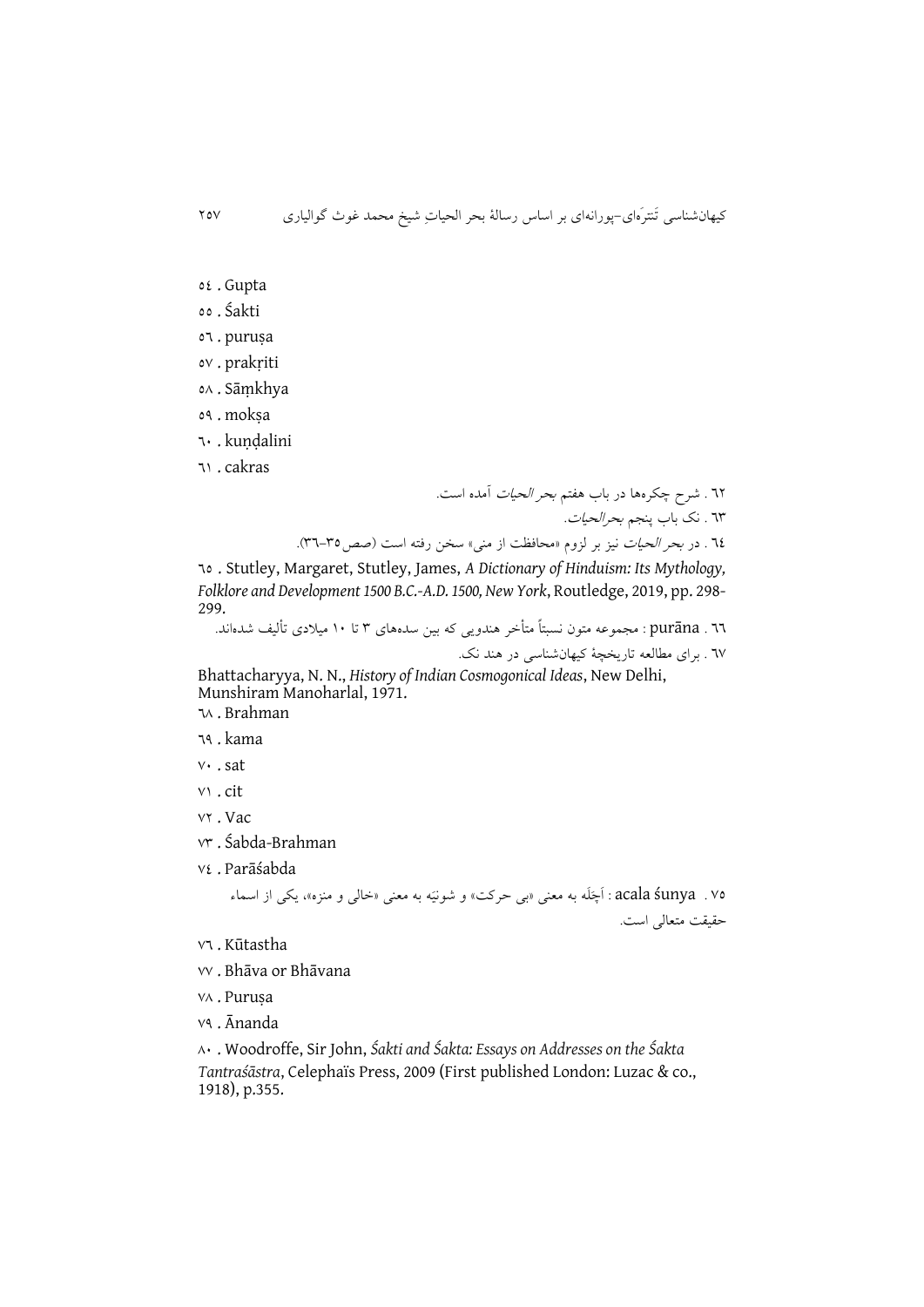٥٤ . Gupta

٥٥ . Śakti

٥٦ . puruṣa

٥٧ . prakṛiti

٥٨ . Sāṃkhya

٥٩ . mokṣa

٦٠ . kuṇḍalini

٦١ . cakras

٦٢ . شرح چکره‌ها در باب هفتم *بحر الحیات* آمده است.

٦٣ . نک باب پنجم *بحرالحیات*.

٦٤ . در *بحر الحیات* نیز بر لزوم «محافظت از منی» سخن رفته است (صص۳۵–۳٦).

٦٥ . Stutley, Margaret, Stutley, James, *A Dictionary of Hinduism: Its Mythology, Folklore and Development 1500 B.C.-A.D. 1500, New York*, Routledge, 2019, pp. 298-299.

٦٦ . purāna : مجموعه متون نسبتاً متأخر هندویی که بین سده‌های ۳ تا ۱۰ میلادی تألیف شده‌اند.

٦٧ . برای مطالعه تاریخچهٔ کیهان‌شناسی در هند نک.

Bhattacharyya, N. N., *History of Indian Cosmogonical Ideas*, New Delhi, Munshiram Manoharlal, 1971.

٦٨ . Brahman

٦٩ . kama

٧٠ . sat

٧١ . cit

٧٢ . Vac

٧٣ . Śabda-Brahman

٧٤ . Parāśabda

٧٥ . acala śunya : اَچَلَه به معنی «بی حرکت» و شونیَه به معنی «خالی و منزه»، یکی از اسماء حقیقت متعالی است.

٧٦ . Kūtastha

٧٧ . Bhāva or Bhāvana

٧٨ . Puruṣa

٧٩ . Ānanda

٨٠ . Woodroffe, Sir John, *Śakti and Śakta: Essays on Addresses on the Śakta Tantraśāstra*, Celephaïs Press, 2009 (First published London: Luzac & co., 1918), p.355.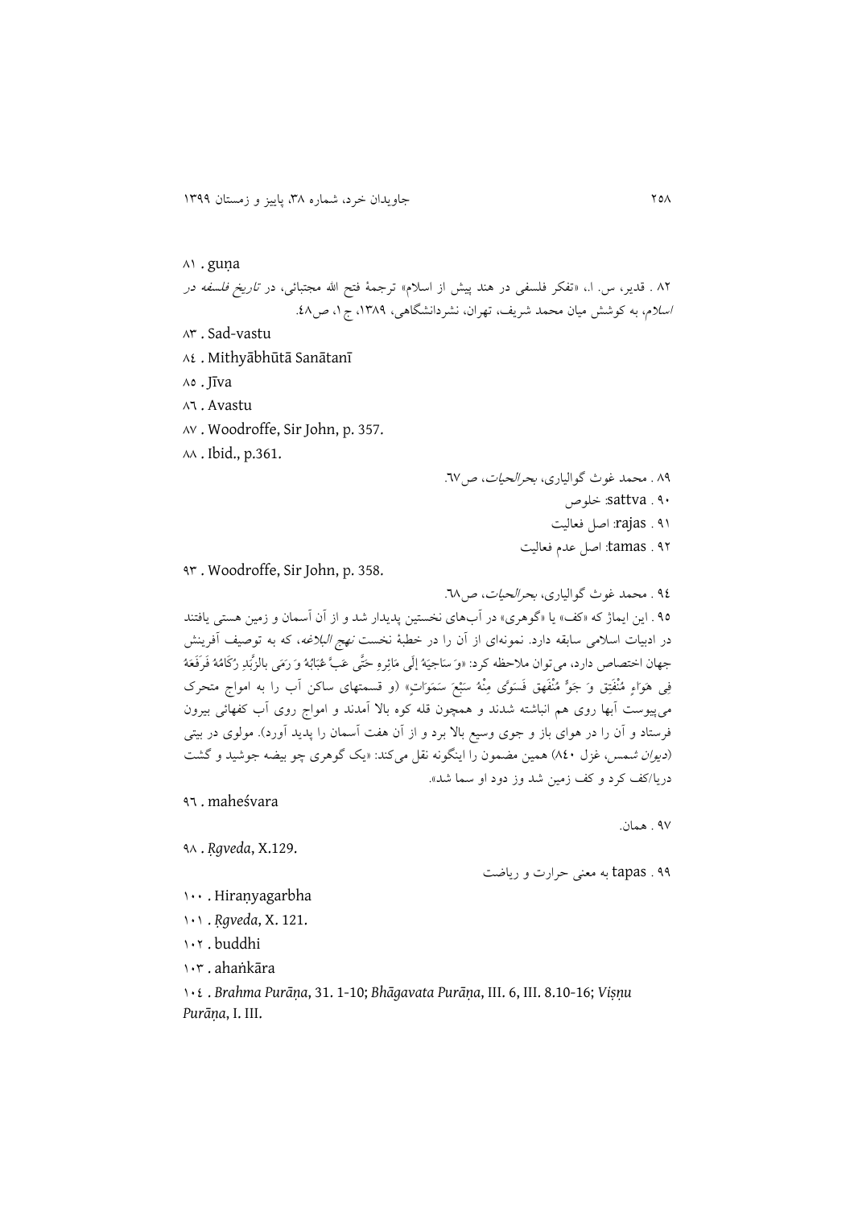۸۱ . guṇa

۸۲ . قدیر، س. ا.، «تفکر فلسفی در هند پیش از اسلام» ترجمهٔ فتح الله مجتبائی، در *تاریخ فلسفه در اسلام*، به کوشش میان محمد شریف، تهران، نشردانشگاهی، ۱۳۸۹، ج ۱، ص۴۸.

۸۳ . Sad-vastu

۸٤ . Mithyābhūtā Sanātanī

۸٥ . Jīva

۸٦ . Avastu

۸۷ . Woodroffe, Sir John, p. 357.

۸۸ . Ibid., p.361.

۸۹ . محمد غوث گوالیاری، *بحرالحیات*، ص٦٧.

۹۰ . sattva: خلوص

۹۱ . rajas: اصل فعالیت

۹۲ . tamas: اصل عدم فعالیت

۹۳ . Woodroffe, Sir John, p. 358.

۹٤ . محمد غوث گوالیاری، *بحرالحیات*، ص٦٨.

۹٥ . این ایماژ که «کف» یا «گوهری» در آب‌های نخستین پدیدار شد و از آن آسمان و زمین هستی یافتند در ادبیات اسلامی سابقه دارد. نمونه‌ای از آن را در خطبهٔ نخست *نهج البلاغه*، که به توصیف آفرینش جهان اختصاص دارد، می‌توان ملاحظه کرد: «وَ سَاجِیَهُ إِلَی مَائِرِهِ حَتَّی عَبَّ عُبَابُهُ وَ رَمَی بالزَّبَدِ رُکَامُهُ فَرَفَعَهُ فِی هَوَاءٍ مُنْفَتِقٍ وَ جَوٍّ مُنْفَهِقٍ فَسَوَّی مِنْهُ سَبْعَ سَمَوَاتٍ» (و قسمتهای ساکن آب را به امواج متحرک می‌پیوست آبها روی هم انباشته شدند و همچون قله کوه بالا آمدند و امواج روی آب کفهائی بیرون فرستاد و آن را در هوای باز و جوی وسیع بالا برد و از آن هفت آسمان را پدید آورد). مولوی در بیتی (*دیوان شمس*، غزل ۸٤۰) همین مضمون را اینگونه نقل می‌کند: «یک گوهری چو بیضه جوشید و گشت دریا/کف کرد و کف زمین شد وز دود او سما شد».

۹٦ . maheśvara

۹۷ . همان.

۹۸ . *Ṛgveda*, X.129.

۹۹ . tapas به معنی حرارت و ریاضت

۱۰۰ . Hiraṇyagarbha

۱۰۱ . *Ṛgveda*, X. 121.

۱۰۲ . buddhi

۱۰۳ . ahaṅkāra

۱۰٤ . *Brahma Purāṇa*, 31. 1-10; *Bhāgavata Purāṇa*, III. 6, III. 8.10-16; *Viṣṇu Purāṇa*, I. III.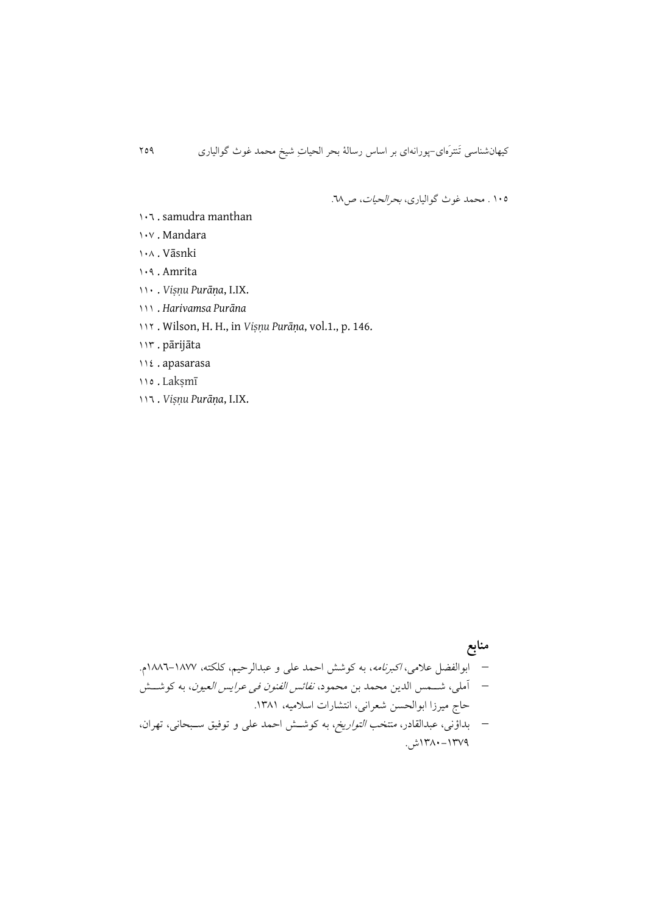۱۰۵ . محمد غوث گوالیاری، *بحرالحیات*، ص۶۸.

۱۰۶ . samudra manthan

۱۰۷ . Mandara

۱۰۸ . Vāsnki

۱۰۹ . Amrita

۱۱۰ . *Viṣṇu Purāṇa*, I.IX.

۱۱۱ . *Harivamsa Purāna*

۱۱۲ . Wilson, H. H., in *Viṣṇu Purāṇa*, vol.1., p. 146.

۱۱۳ . pārijāta

۱۱۴ . apasarasa

۱۱۵ . Lakṣmī

۱۱۶ . *Viṣṇu Purāṇa*, I.IX.

## منابع

- ابوالفضل علامی، *اکبرنامه*، به کوشش احمد علی و عبدالرحیم، کلکته، ۱۸۷۷–۱۸۸۶م.
- آملی، شمس الدین محمد بن محمود، *نفائس الفنون فی عرایس العیون*، به کوشش حاج میرزا ابوالحسن شعرانی، انتشارات اسلامیه، ۱۳۸۱.
- بداؤنی، عبدالقادر، *منتخب التواریخ*، به کوشش احمد علی و توفیق سبحانی، تهران، ۱۳۷۹–۱۳۸۰ش.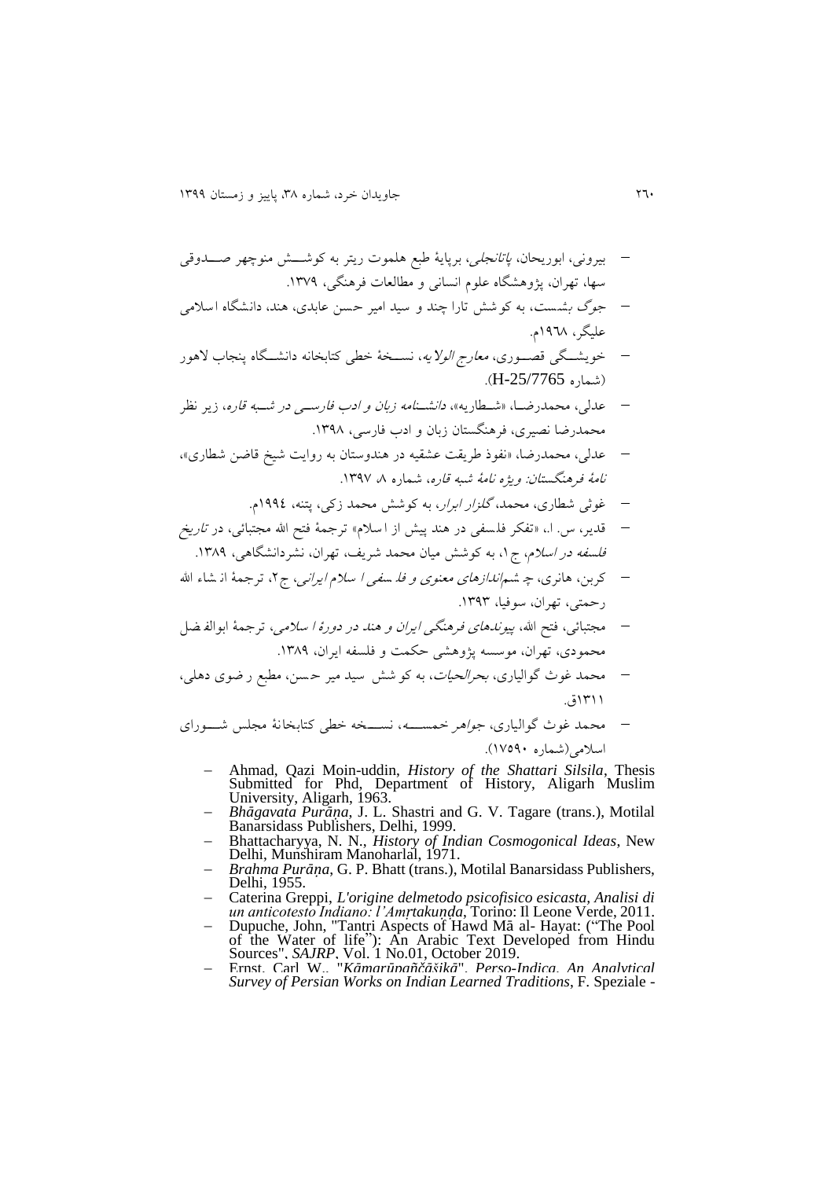- بیرونی، ابوریحان، *پاتانجلی*، برپایهٔ طبع هلموت ریتر به کوشش منوچهر صدوقی سها، تهران، پژوهشگاه علوم انسانی و مطالعات فرهنگی، ۱۳۷۹.
- جوگ بشست، به کوشش تارا چند و سید امیر حسن عابدی، هند، دانشگاه اسلامی علیگر، ۱۹٦۸م.
- خویشگی قصوری، *معارج الولایه*، نسخهٔ خطی کتابخانه دانشگاه پنجاب لاهور (شماره H-25/7765).
- عدلی، محمدرضا، «شطاریه»، *دانشنامه زبان و ادب فارسی در شبه قاره*، زیر نظر محمدرضا نصیری، فرهنگستان زبان و ادب فارسی، ۱۳۹۸.
- عدلی، محمدرضا، «نفوذ طریقت عشقیه در هندوستان به روایت شیخ قاضن شطاری»، *نامهٔ فرهنگستان: ویژه نامهٔ شبه قاره*، شماره ۸، ۱۳۹۷.
- غوثی شطاری، محمد، *گلزار ابرار*، به کوشش محمد زکی، پتنه، ۱۹۹٤م.
- قدیر، س. ا.، «تفکر فلسفی در هند پیش از اسلام» ترجمهٔ فتح الله مجتبائی، در *تاریخ فلسفه در اسلام*، ج۱، به کوشش میان محمد شریف، تهران، نشردانشگاهی، ۱۳۸۹.
- کربن، هانری، *چشم‌اندازهای معنوی و فلسفی اسلام ایرانی*، ج۲، ترجمهٔ انشاء الله رحمتی، تهران، سوفیا، ۱۳۹۳.
- مجتبائی، فتح الله، *پیوندهای فرهنگی ایران و هند در دورهٔ اسلامی*، ترجمهٔ ابوالفضل محمودی، تهران، موسسه پژوهشی حکمت و فلسفه ایران، ۱۳۸۹.
- محمد غوث گوالیاری، *بحرالحیات*، به کوشش سید میر حسن، مطبع رضوی دهلی، ۱۳۱۱ق.
- محمد غوث گوالیاری، *جواهر خمسه*، نسخه خطی کتابخانهٔ مجلس شورای اسلامی(شماره ۱۷۵۹۰).

- Ahmad, Qazi Moin-uddin, *History of the Shattari Silsila*, Thesis Submitted for Phd, Department of History, Aligarh Muslim University, Aligarh, 1963.
- *Bhāgavata Purāṇa*, J. L. Shastri and G. V. Tagare (trans.), Motilal Banarsidass Publishers, Delhi, 1999.
- Bhattacharyya, N. N., *History of Indian Cosmogonical Ideas*, New Delhi, Munshiram Manoharlal, 1971.
- *Brahma Purāṇa*, G. P. Bhatt (trans.), Motilal Banarsidass Publishers, Delhi, 1955.
- Caterina Greppi, *L'origine delmetodo psicofisico esicasta, Analisi di un anticotesto Indiano: l'Amṛtakuṇḍa*, Torino: Il Leone Verde, 2011.
- Dupuche, John, "Tantri Aspects of Hawd Mā al- Hayat: ("The Pool of the Water of life"): An Arabic Text Developed from Hindu Sources", *SAJRP*, Vol. 1 No.01, October 2019.
- Ernst, Carl W., "*Kāmarūpañčāšikā*", *Perso-Indica. An Analytical Survey of Persian Works on Indian Learned Traditions*, F. Speziale -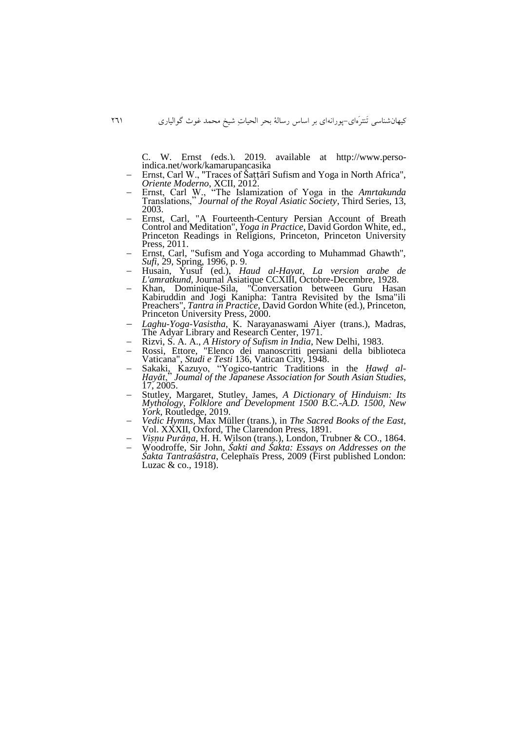C. W. Ernst (eds.). 2019. available at http://www.perso-indica.net/work/kamarupancasika

- Ernst, Carl W., "Traces of Šaṭṭārī Sufism and Yoga in North Africa", *Oriente Moderno*, XCII, 2012.
- Ernst, Carl W., "The Islamization of Yoga in the *Amrtakunda* Translations," *Journal of the Royal Asiatic Society*, Third Series, 13, 2003.
- Ernst, Carl, "A Fourteenth-Century Persian Account of Breath Control and Meditation", *Yoga in Practice*, David Gordon White, ed., Princeton Readings in Religions, Princeton, Princeton University Press, 2011.
- Ernst, Carl, "Sufism and Yoga according to Muhammad Ghawth", *Sufi*, 29, Spring, 1996, p. 9.
- Husain, Yusuf (ed.), *Haud al-Hayat, La version arabe de L'amratkund*, Journal Asiatique CCXIII, Octobre-Decembre, 1928.
- Khan, Dominique-Sila, "Conversation between Guru Hasan Kabiruddin and Jogi Kanipha: Tantra Revisited by the Isma"ili Preachers", *Tantra in Practice*, David Gordon White (ed.), Princeton, Princeton University Press, 2000.
- *Laghu-Yoga-Vasistha*, K. Narayanaswami Aiyer (trans.), Madras, The Adyar Library and Research Center, 1971.
- Rizvi, S. A. A., *A History of Sufism in India*, New Delhi, 1983.
- Rossi, Ettore, "Elenco dei manoscritti persiani della biblioteca Vaticana", *Studi e Testi* 136, Vatican City, 1948.
- Sakaki, Kazuyo, "Yogico-tantric Traditions in the *Ḥawḍ al-Hayāt*," *Joumal of the Japanese Association for South Asian Studies*, 17, 2005.
- Stutley, Margaret, Stutley, James, *A Dictionary of Hinduism: Its Mythology, Folklore and Development 1500 B.C.-A.D. 1500, New York*, Routledge, 2019.
- *Vedic Hymns*, Max Müller (trans.), in *The Sacred Books of the East*, Vol. XXXII, Oxford, The Clarendon Press, 1891.
- *Viṣṇu Purāṇa*, H. H. Wilson (trans.), London, Trubner & CO., 1864.
- Woodroffe, Sir John, *Śakti and Śakta: Essays on Addresses on the Śakta Tantraśāstra*, Celephaïs Press, 2009 (First published London: Luzac & co., 1918).